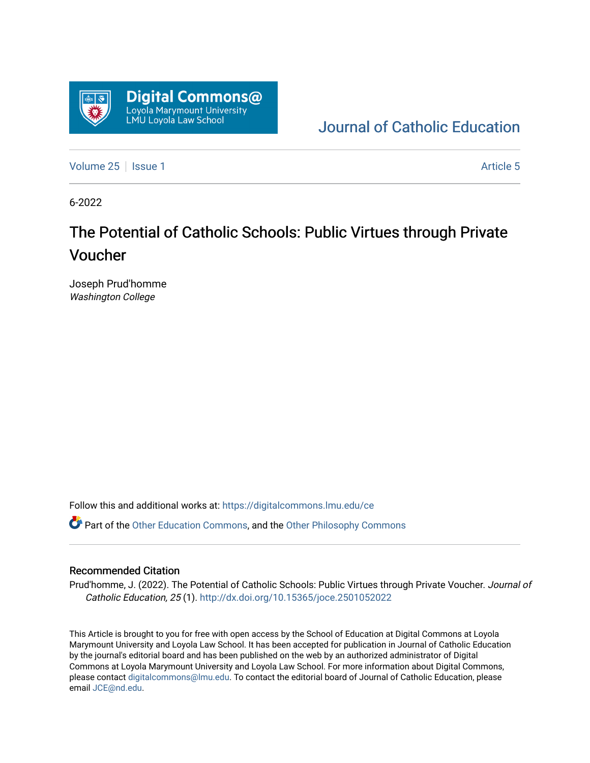Digital Commons@
Loyola Marymount University
LMU Loyola Law School

Journal of Catholic Education

Volume 25 | Issue 1 Article 5

6-2022

# The Potential of Catholic Schools: Public Virtues through Private Voucher

Joseph Prud'homme
*Washington College*

Follow this and additional works at: https://digitalcommons.lmu.edu/ce

Part of the Other Education Commons, and the Other Philosophy Commons

## Recommended Citation

Prud'homme, J. (2022). The Potential of Catholic Schools: Public Virtues through Private Voucher. *Journal of Catholic Education, 25* (1). http://dx.doi.org/10.15365/joce.2501052022

This Article is brought to you for free with open access by the School of Education at Digital Commons at Loyola Marymount University and Loyola Law School. It has been accepted for publication in Journal of Catholic Education by the journal's editorial board and has been published on the web by an authorized administrator of Digital Commons at Loyola Marymount University and Loyola Law School. For more information about Digital Commons, please contact digitalcommons@lmu.edu. To contact the editorial board of Journal of Catholic Education, please email JCE@nd.edu.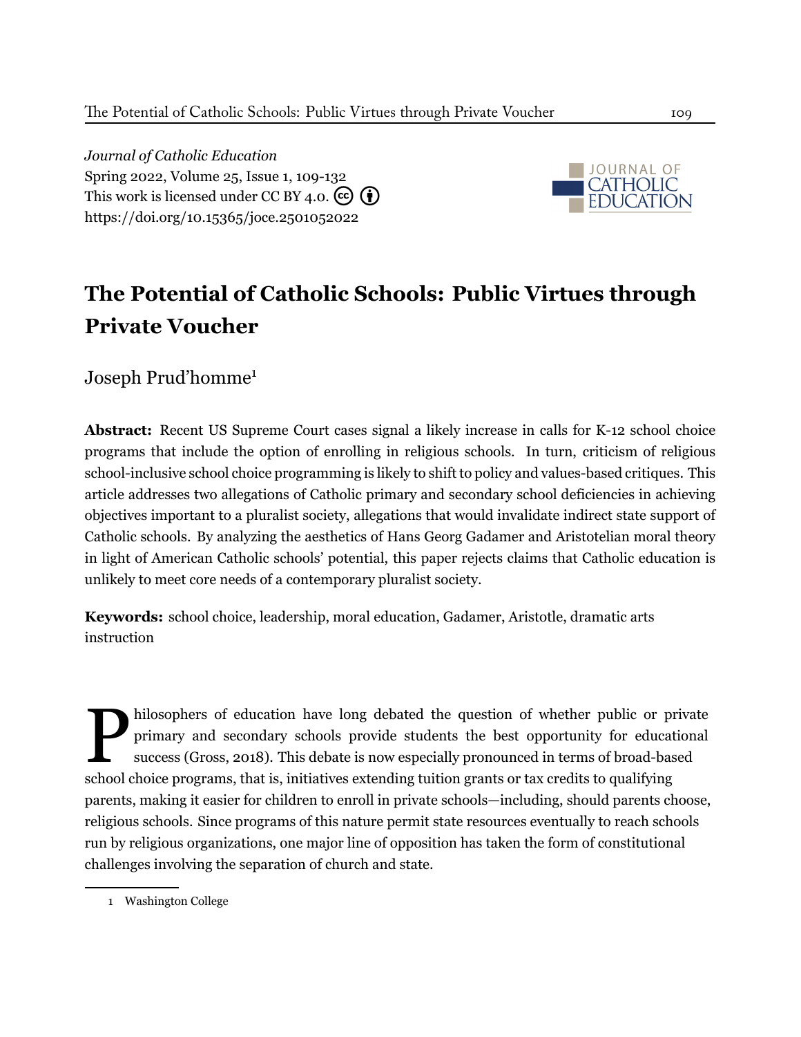*Journal of Catholic Education*
Spring 2022, Volume 25, Issue 1, 109-132
This work is licensed under CC BY 4.0.
https://doi.org/10.15365/joce.2501052022

# The Potential of Catholic Schools: Public Virtues through Private Voucher

Joseph Prud'homme[1]

**Abstract:** Recent US Supreme Court cases signal a likely increase in calls for K-12 school choice programs that include the option of enrolling in religious schools. In turn, criticism of religious school-inclusive school choice programming is likely to shift to policy and values-based critiques. This article addresses two allegations of Catholic primary and secondary school deficiencies in achieving objectives important to a pluralist society, allegations that would invalidate indirect state support of Catholic schools. By analyzing the aesthetics of Hans Georg Gadamer and Aristotelian moral theory in light of American Catholic schools' potential, this paper rejects claims that Catholic education is unlikely to meet core needs of a contemporary pluralist society.

**Keywords:** school choice, leadership, moral education, Gadamer, Aristotle, dramatic arts instruction

Philosophers of education have long debated the question of whether public or private primary and secondary schools provide students the best opportunity for educational success (Gross, 2018). This debate is now especially pronounced in terms of broad-based school choice programs, that is, initiatives extending tuition grants or tax credits to qualifying parents, making it easier for children to enroll in private schools—including, should parents choose, religious schools. Since programs of this nature permit state resources eventually to reach schools run by religious organizations, one major line of opposition has taken the form of constitutional challenges involving the separation of church and state.

[1] Washington College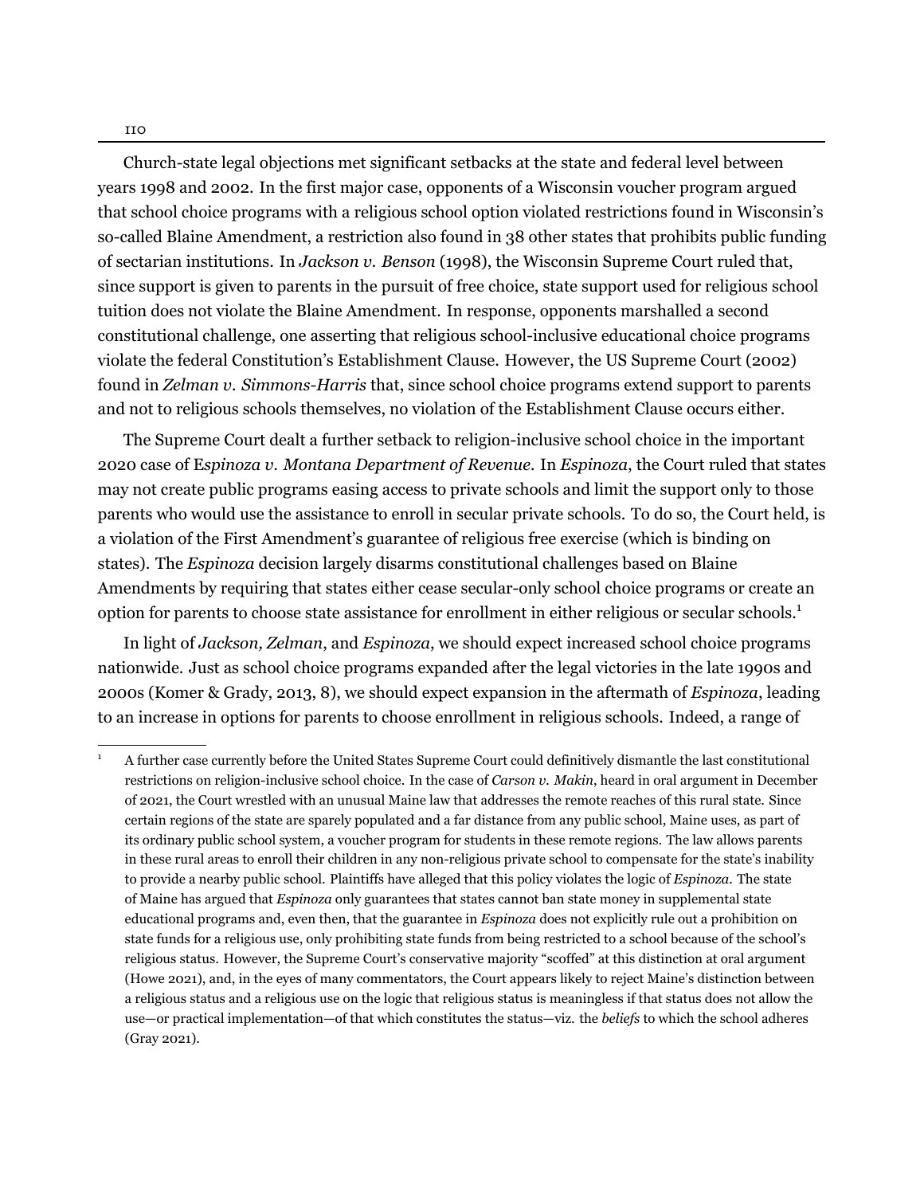Church-state legal objections met significant setbacks at the state and federal level between years 1998 and 2002. In the first major case, opponents of a Wisconsin voucher program argued that school choice programs with a religious school option violated restrictions found in Wisconsin's so-called Blaine Amendment, a restriction also found in 38 other states that prohibits public funding of sectarian institutions. In *Jackson v. Benson* (1998), the Wisconsin Supreme Court ruled that, since support is given to parents in the pursuit of free choice, state support used for religious school tuition does not violate the Blaine Amendment. In response, opponents marshalled a second constitutional challenge, one asserting that religious school-inclusive educational choice programs violate the federal Constitution's Establishment Clause. However, the US Supreme Court (2002) found in *Zelman v. Simmons-Harris* that, since school choice programs extend support to parents and not to religious schools themselves, no violation of the Establishment Clause occurs either.

The Supreme Court dealt a further setback to religion-inclusive school choice in the important 2020 case of E*spinoza v. Montana Department of Revenue.* In *Espinoza*, the Court ruled that states may not create public programs easing access to private schools and limit the support only to those parents who would use the assistance to enroll in secular private schools. To do so, the Court held, is a violation of the First Amendment's guarantee of religious free exercise (which is binding on states). The *Espinoza* decision largely disarms constitutional challenges based on Blaine Amendments by requiring that states either cease secular-only school choice programs or create an option for parents to choose state assistance for enrollment in either religious or secular schools.[1]

In light of *Jackson, Zelman*, and *Espinoza*, we should expect increased school choice programs nationwide. Just as school choice programs expanded after the legal victories in the late 1990s and 2000s (Komer & Grady, 2013, 8), we should expect expansion in the aftermath of *Espinoza*, leading to an increase in options for parents to choose enrollment in religious schools. Indeed, a range of

---

[1] A further case currently before the United States Supreme Court could definitively dismantle the last constitutional restrictions on religion-inclusive school choice. In the case of *Carson v. Makin*, heard in oral argument in December of 2021, the Court wrestled with an unusual Maine law that addresses the remote reaches of this rural state. Since certain regions of the state are sparely populated and a far distance from any public school, Maine uses, as part of its ordinary public school system, a voucher program for students in these remote regions. The law allows parents in these rural areas to enroll their children in any non-religious private school to compensate for the state's inability to provide a nearby public school. Plaintiffs have alleged that this policy violates the logic of *Espinoza*. The state of Maine has argued that *Espinoza* only guarantees that states cannot ban state money in supplemental state educational programs and, even then, that the guarantee in *Espinoza* does not explicitly rule out a prohibition on state funds for a religious use, only prohibiting state funds from being restricted to a school because of the school's religious status. However, the Supreme Court's conservative majority "scoffed" at this distinction at oral argument (Howe 2021), and, in the eyes of many commentators, the Court appears likely to reject Maine's distinction between a religious status and a religious use on the logic that religious status is meaningless if that status does not allow the use—or practical implementation—of that which constitutes the status—viz. the *beliefs* to which the school adheres (Gray 2021).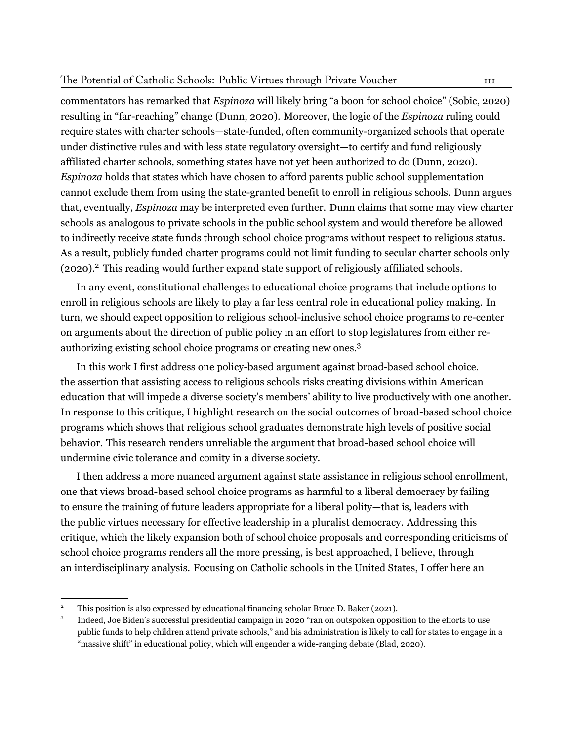commentators has remarked that *Espinoza* will likely bring "a boon for school choice" (Sobic, 2020) resulting in "far-reaching" change (Dunn, 2020). Moreover, the logic of the *Espinoza* ruling could require states with charter schools—state-funded, often community-organized schools that operate under distinctive rules and with less state regulatory oversight—to certify and fund religiously affiliated charter schools, something states have not yet been authorized to do (Dunn, 2020). *Espinoza* holds that states which have chosen to afford parents public school supplementation cannot exclude them from using the state-granted benefit to enroll in religious schools. Dunn argues that, eventually, *Espinoza* may be interpreted even further. Dunn claims that some may view charter schools as analogous to private schools in the public school system and would therefore be allowed to indirectly receive state funds through school choice programs without respect to religious status. As a result, publicly funded charter programs could not limit funding to secular charter schools only (2020).[2] This reading would further expand state support of religiously affiliated schools.

In any event, constitutional challenges to educational choice programs that include options to enroll in religious schools are likely to play a far less central role in educational policy making. In turn, we should expect opposition to religious school-inclusive school choice programs to re-center on arguments about the direction of public policy in an effort to stop legislatures from either re-authorizing existing school choice programs or creating new ones.[3]

In this work I first address one policy-based argument against broad-based school choice, the assertion that assisting access to religious schools risks creating divisions within American education that will impede a diverse society's members' ability to live productively with one another. In response to this critique, I highlight research on the social outcomes of broad-based school choice programs which shows that religious school graduates demonstrate high levels of positive social behavior. This research renders unreliable the argument that broad-based school choice will undermine civic tolerance and comity in a diverse society.

I then address a more nuanced argument against state assistance in religious school enrollment, one that views broad-based school choice programs as harmful to a liberal democracy by failing to ensure the training of future leaders appropriate for a liberal polity—that is, leaders with the public virtues necessary for effective leadership in a pluralist democracy. Addressing this critique, which the likely expansion both of school choice proposals and corresponding criticisms of school choice programs renders all the more pressing, is best approached, I believe, through an interdisciplinary analysis. Focusing on Catholic schools in the United States, I offer here an

---

[2] This position is also expressed by educational financing scholar Bruce D. Baker (2021).

[3] Indeed, Joe Biden's successful presidential campaign in 2020 "ran on outspoken opposition to the efforts to use public funds to help children attend private schools," and his administration is likely to call for states to engage in a "massive shift" in educational policy, which will engender a wide-ranging debate (Blad, 2020).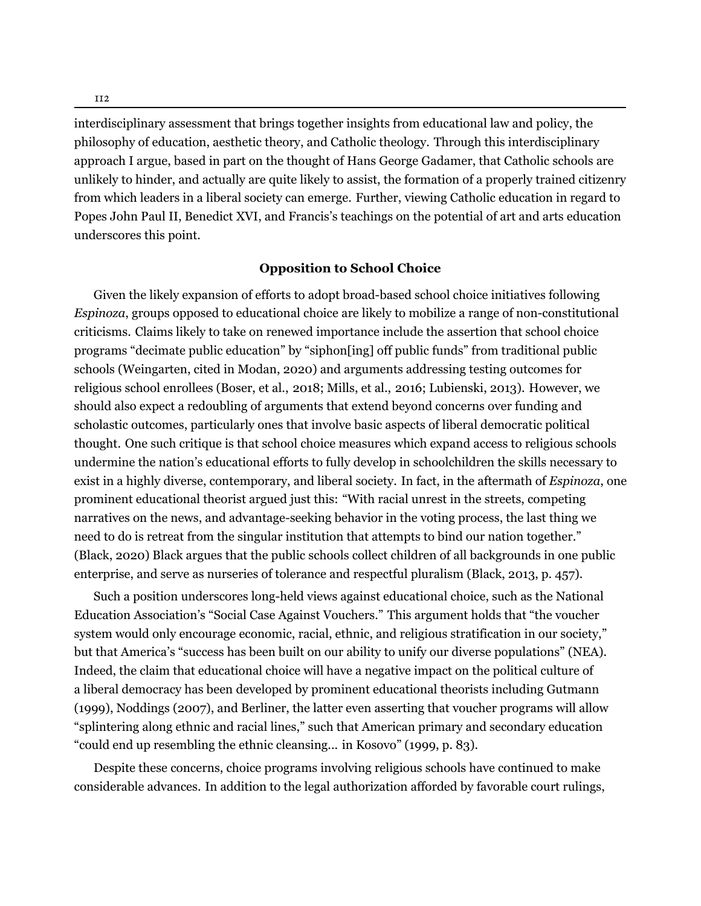interdisciplinary assessment that brings together insights from educational law and policy, the philosophy of education, aesthetic theory, and Catholic theology. Through this interdisciplinary approach I argue, based in part on the thought of Hans George Gadamer, that Catholic schools are unlikely to hinder, and actually are quite likely to assist, the formation of a properly trained citizenry from which leaders in a liberal society can emerge. Further, viewing Catholic education in regard to Popes John Paul II, Benedict XVI, and Francis's teachings on the potential of art and arts education underscores this point.

## Opposition to School Choice

Given the likely expansion of efforts to adopt broad-based school choice initiatives following *Espinoza*, groups opposed to educational choice are likely to mobilize a range of non-constitutional criticisms. Claims likely to take on renewed importance include the assertion that school choice programs "decimate public education" by "siphon[ing] off public funds" from traditional public schools (Weingarten, cited in Modan, 2020) and arguments addressing testing outcomes for religious school enrollees (Boser, et al., 2018; Mills, et al., 2016; Lubienski, 2013). However, we should also expect a redoubling of arguments that extend beyond concerns over funding and scholastic outcomes, particularly ones that involve basic aspects of liberal democratic political thought. One such critique is that school choice measures which expand access to religious schools undermine the nation's educational efforts to fully develop in schoolchildren the skills necessary to exist in a highly diverse, contemporary, and liberal society. In fact, in the aftermath of *Espinoza*, one prominent educational theorist argued just this: "With racial unrest in the streets, competing narratives on the news, and advantage-seeking behavior in the voting process, the last thing we need to do is retreat from the singular institution that attempts to bind our nation together." (Black, 2020) Black argues that the public schools collect children of all backgrounds in one public enterprise, and serve as nurseries of tolerance and respectful pluralism (Black, 2013, p. 457).

Such a position underscores long-held views against educational choice, such as the National Education Association's "Social Case Against Vouchers." This argument holds that "the voucher system would only encourage economic, racial, ethnic, and religious stratification in our society," but that America's "success has been built on our ability to unify our diverse populations" (NEA). Indeed, the claim that educational choice will have a negative impact on the political culture of a liberal democracy has been developed by prominent educational theorists including Gutmann (1999), Noddings (2007), and Berliner, the latter even asserting that voucher programs will allow "splintering along ethnic and racial lines," such that American primary and secondary education "could end up resembling the ethnic cleansing... in Kosovo" (1999, p. 83).

Despite these concerns, choice programs involving religious schools have continued to make considerable advances. In addition to the legal authorization afforded by favorable court rulings,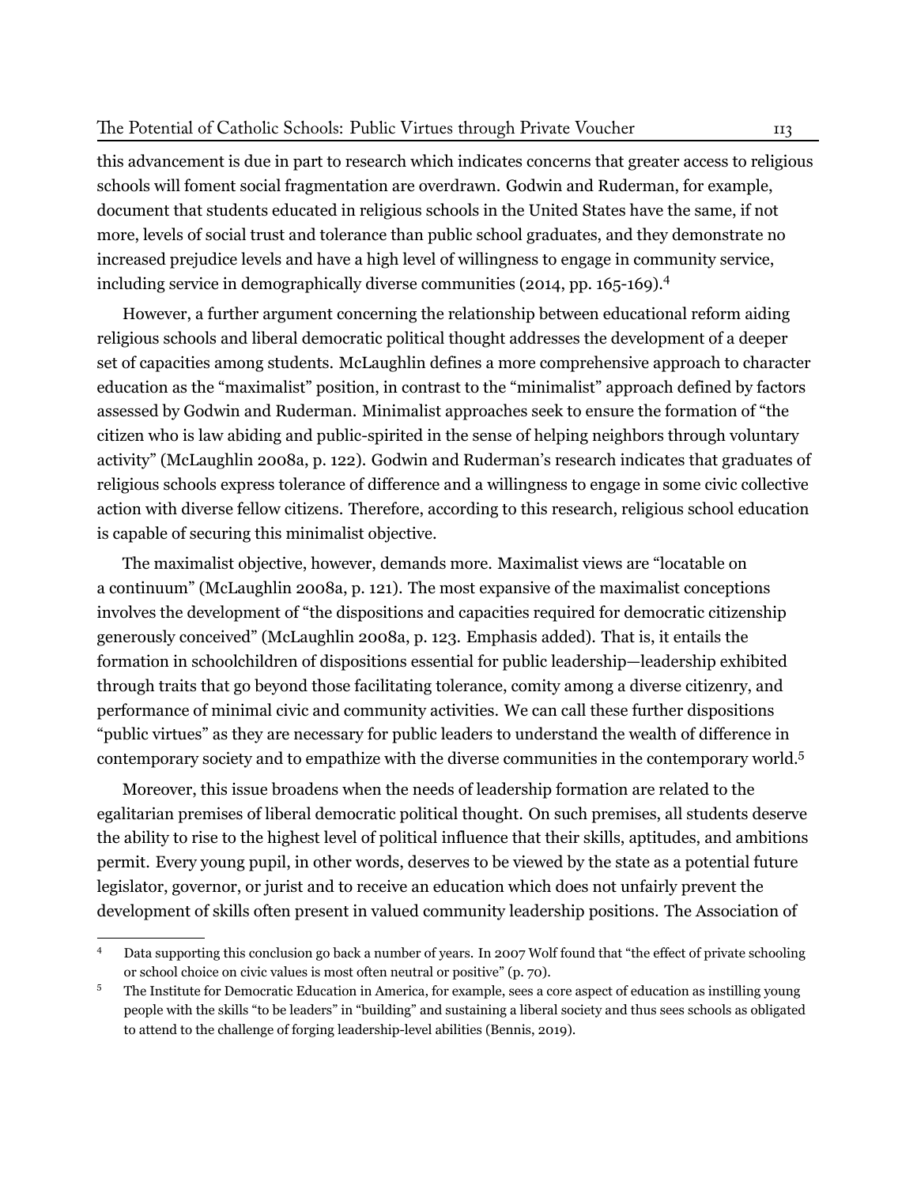this advancement is due in part to research which indicates concerns that greater access to religious schools will foment social fragmentation are overdrawn. Godwin and Ruderman, for example, document that students educated in religious schools in the United States have the same, if not more, levels of social trust and tolerance than public school graduates, and they demonstrate no increased prejudice levels and have a high level of willingness to engage in community service, including service in demographically diverse communities (2014, pp. 165-169).[4]

However, a further argument concerning the relationship between educational reform aiding religious schools and liberal democratic political thought addresses the development of a deeper set of capacities among students. McLaughlin defines a more comprehensive approach to character education as the "maximalist" position, in contrast to the "minimalist" approach defined by factors assessed by Godwin and Ruderman. Minimalist approaches seek to ensure the formation of "the citizen who is law abiding and public-spirited in the sense of helping neighbors through voluntary activity" (McLaughlin 2008a, p. 122). Godwin and Ruderman's research indicates that graduates of religious schools express tolerance of difference and a willingness to engage in some civic collective action with diverse fellow citizens. Therefore, according to this research, religious school education is capable of securing this minimalist objective.

The maximalist objective, however, demands more. Maximalist views are "locatable on a continuum" (McLaughlin 2008a, p. 121). The most expansive of the maximalist conceptions involves the development of "the dispositions and capacities required for democratic citizenship generously conceived" (McLaughlin 2008a, p. 123. Emphasis added). That is, it entails the formation in schoolchildren of dispositions essential for public leadership—leadership exhibited through traits that go beyond those facilitating tolerance, comity among a diverse citizenry, and performance of minimal civic and community activities. We can call these further dispositions "public virtues" as they are necessary for public leaders to understand the wealth of difference in contemporary society and to empathize with the diverse communities in the contemporary world.[5]

Moreover, this issue broadens when the needs of leadership formation are related to the egalitarian premises of liberal democratic political thought. On such premises, all students deserve the ability to rise to the highest level of political influence that their skills, aptitudes, and ambitions permit. Every young pupil, in other words, deserves to be viewed by the state as a potential future legislator, governor, or jurist and to receive an education which does not unfairly prevent the development of skills often present in valued community leadership positions. The Association of

---

[4] Data supporting this conclusion go back a number of years. In 2007 Wolf found that "the effect of private schooling or school choice on civic values is most often neutral or positive" (p. 70).

[5] The Institute for Democratic Education in America, for example, sees a core aspect of education as instilling young people with the skills "to be leaders" in "building" and sustaining a liberal society and thus sees schools as obligated to attend to the challenge of forging leadership-level abilities (Bennis, 2019).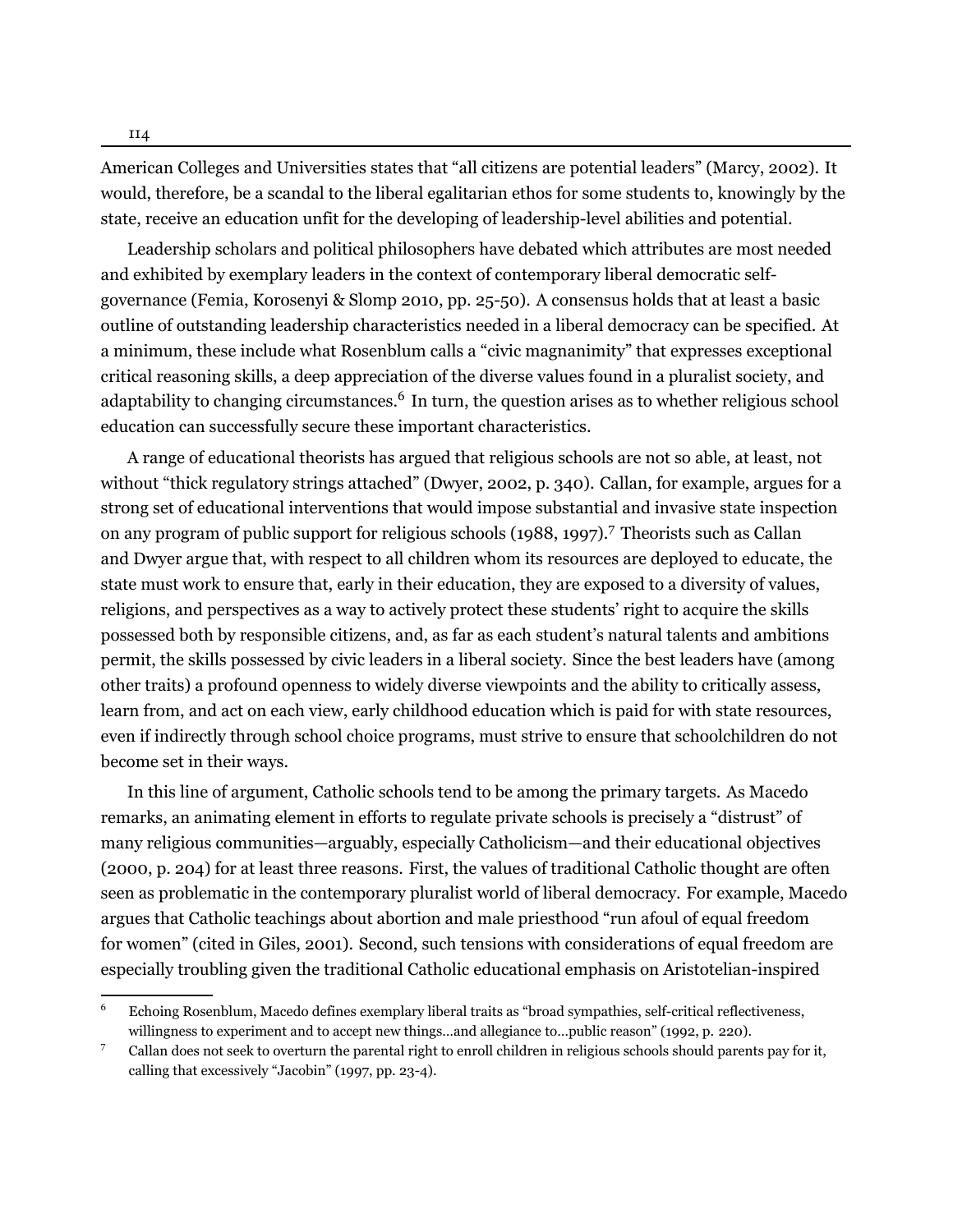American Colleges and Universities states that "all citizens are potential leaders" (Marcy, 2002). It would, therefore, be a scandal to the liberal egalitarian ethos for some students to, knowingly by the state, receive an education unfit for the developing of leadership-level abilities and potential.

Leadership scholars and political philosophers have debated which attributes are most needed and exhibited by exemplary leaders in the context of contemporary liberal democratic self-governance (Femia, Korosenyi & Slomp 2010, pp. 25-50). A consensus holds that at least a basic outline of outstanding leadership characteristics needed in a liberal democracy can be specified. At a minimum, these include what Rosenblum calls a "civic magnanimity" that expresses exceptional critical reasoning skills, a deep appreciation of the diverse values found in a pluralist society, and adaptability to changing circumstances.[6] In turn, the question arises as to whether religious school education can successfully secure these important characteristics.

A range of educational theorists has argued that religious schools are not so able, at least, not without "thick regulatory strings attached" (Dwyer, 2002, p. 340). Callan, for example, argues for a strong set of educational interventions that would impose substantial and invasive state inspection on any program of public support for religious schools (1988, 1997).[7] Theorists such as Callan and Dwyer argue that, with respect to all children whom its resources are deployed to educate, the state must work to ensure that, early in their education, they are exposed to a diversity of values, religions, and perspectives as a way to actively protect these students' right to acquire the skills possessed both by responsible citizens, and, as far as each student's natural talents and ambitions permit, the skills possessed by civic leaders in a liberal society. Since the best leaders have (among other traits) a profound openness to widely diverse viewpoints and the ability to critically assess, learn from, and act on each view, early childhood education which is paid for with state resources, even if indirectly through school choice programs, must strive to ensure that schoolchildren do not become set in their ways.

In this line of argument, Catholic schools tend to be among the primary targets. As Macedo remarks, an animating element in efforts to regulate private schools is precisely a "distrust" of many religious communities—arguably, especially Catholicism—and their educational objectives (2000, p. 204) for at least three reasons. First, the values of traditional Catholic thought are often seen as problematic in the contemporary pluralist world of liberal democracy. For example, Macedo argues that Catholic teachings about abortion and male priesthood "run afoul of equal freedom for women" (cited in Giles, 2001). Second, such tensions with considerations of equal freedom are especially troubling given the traditional Catholic educational emphasis on Aristotelian-inspired

[6] Echoing Rosenblum, Macedo defines exemplary liberal traits as "broad sympathies, self-critical reflectiveness, willingness to experiment and to accept new things…and allegiance to…public reason" (1992, p. 220).

[7] Callan does not seek to overturn the parental right to enroll children in religious schools should parents pay for it, calling that excessively "Jacobin" (1997, pp. 23-4).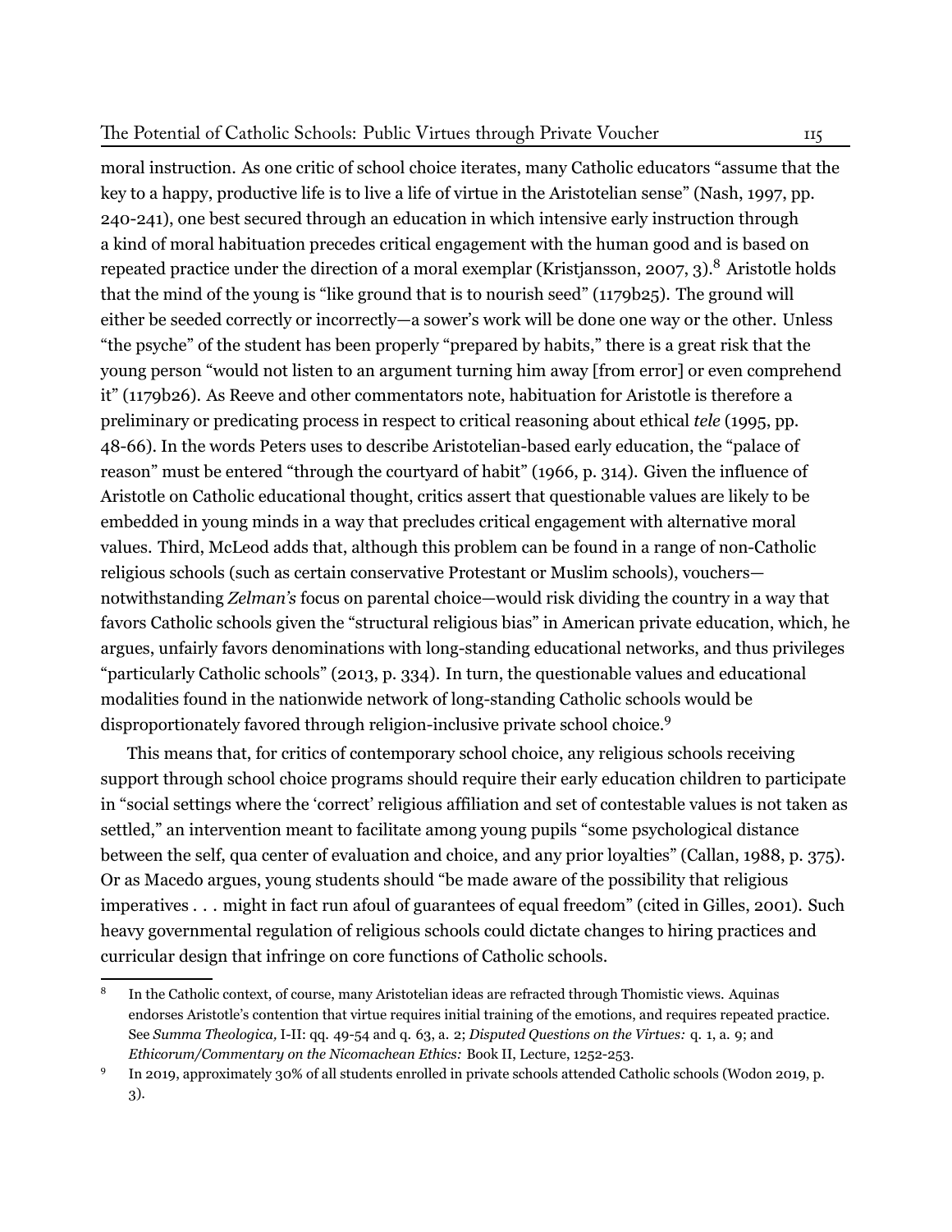moral instruction. As one critic of school choice iterates, many Catholic educators "assume that the key to a happy, productive life is to live a life of virtue in the Aristotelian sense" (Nash, 1997, pp. 240-241), one best secured through an education in which intensive early instruction through a kind of moral habituation precedes critical engagement with the human good and is based on repeated practice under the direction of a moral exemplar (Kristjansson, 2007, 3).[8] Aristotle holds that the mind of the young is "like ground that is to nourish seed" (1179b25). The ground will either be seeded correctly or incorrectly—a sower's work will be done one way or the other. Unless "the psyche" of the student has been properly "prepared by habits," there is a great risk that the young person "would not listen to an argument turning him away [from error] or even comprehend it" (1179b26). As Reeve and other commentators note, habituation for Aristotle is therefore a preliminary or predicating process in respect to critical reasoning about ethical *tele* (1995, pp. 48-66). In the words Peters uses to describe Aristotelian-based early education, the "palace of reason" must be entered "through the courtyard of habit" (1966, p. 314). Given the influence of Aristotle on Catholic educational thought, critics assert that questionable values are likely to be embedded in young minds in a way that precludes critical engagement with alternative moral values. Third, McLeod adds that, although this problem can be found in a range of non-Catholic religious schools (such as certain conservative Protestant or Muslim schools), vouchers—notwithstanding *Zelman's* focus on parental choice—would risk dividing the country in a way that favors Catholic schools given the "structural religious bias" in American private education, which, he argues, unfairly favors denominations with long-standing educational networks, and thus privileges "particularly Catholic schools" (2013, p. 334). In turn, the questionable values and educational modalities found in the nationwide network of long-standing Catholic schools would be disproportionately favored through religion-inclusive private school choice.[9]

This means that, for critics of contemporary school choice, any religious schools receiving support through school choice programs should require their early education children to participate in "social settings where the 'correct' religious affiliation and set of contestable values is not taken as settled," an intervention meant to facilitate among young pupils "some psychological distance between the self, qua center of evaluation and choice, and any prior loyalties" (Callan, 1988, p. 375). Or as Macedo argues, young students should "be made aware of the possibility that religious imperatives . . . might in fact run afoul of guarantees of equal freedom" (cited in Gilles, 2001). Such heavy governmental regulation of religious schools could dictate changes to hiring practices and curricular design that infringe on core functions of Catholic schools.

[8] In the Catholic context, of course, many Aristotelian ideas are refracted through Thomistic views. Aquinas endorses Aristotle's contention that virtue requires initial training of the emotions, and requires repeated practice. See *Summa Theologica,* I-II: qq. 49-54 and q. 63, a. 2; *Disputed Questions on the Virtues:* q. 1, a. 9; and *Ethicorum/Commentary on the Nicomachean Ethics:* Book II, Lecture, 1252-253.

[9] In 2019, approximately 30% of all students enrolled in private schools attended Catholic schools (Wodon 2019, p. 3).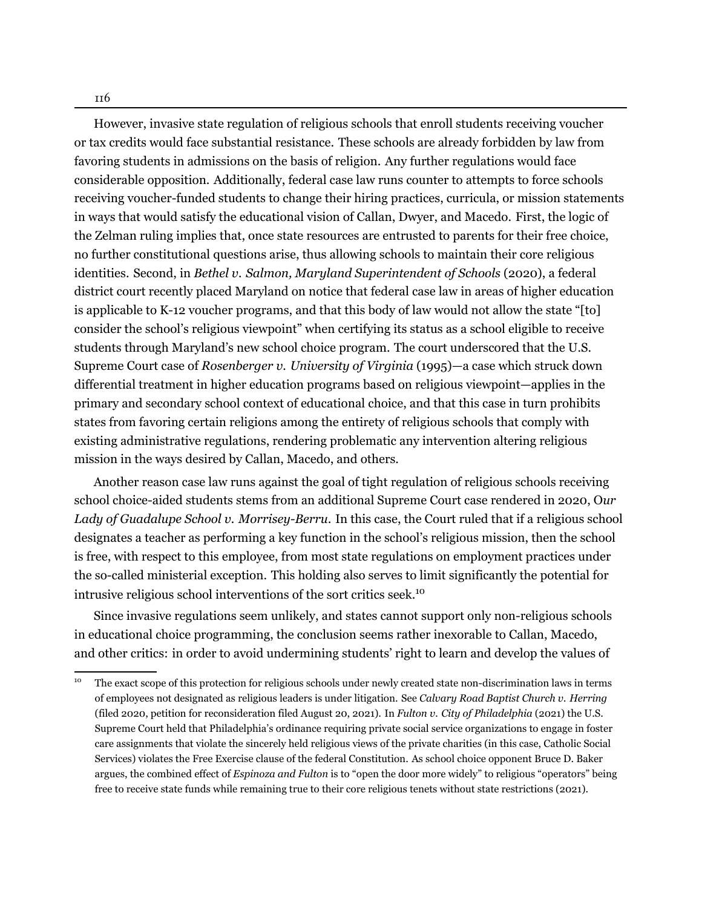However, invasive state regulation of religious schools that enroll students receiving voucher or tax credits would face substantial resistance. These schools are already forbidden by law from favoring students in admissions on the basis of religion. Any further regulations would face considerable opposition. Additionally, federal case law runs counter to attempts to force schools receiving voucher-funded students to change their hiring practices, curricula, or mission statements in ways that would satisfy the educational vision of Callan, Dwyer, and Macedo. First, the logic of the Zelman ruling implies that, once state resources are entrusted to parents for their free choice, no further constitutional questions arise, thus allowing schools to maintain their core religious identities. Second, in *Bethel v. Salmon, Maryland Superintendent of Schools* (2020), a federal district court recently placed Maryland on notice that federal case law in areas of higher education is applicable to K-12 voucher programs, and that this body of law would not allow the state "[to] consider the school's religious viewpoint" when certifying its status as a school eligible to receive students through Maryland's new school choice program. The court underscored that the U.S. Supreme Court case of *Rosenberger v. University of Virginia* (1995)—a case which struck down differential treatment in higher education programs based on religious viewpoint—applies in the primary and secondary school context of educational choice, and that this case in turn prohibits states from favoring certain religions among the entirety of religious schools that comply with existing administrative regulations, rendering problematic any intervention altering religious mission in the ways desired by Callan, Macedo, and others.

Another reason case law runs against the goal of tight regulation of religious schools receiving school choice-aided students stems from an additional Supreme Court case rendered in 2020, *Our Lady of Guadalupe School v. Morrisey-Berru*. In this case, the Court ruled that if a religious school designates a teacher as performing a key function in the school's religious mission, then the school is free, with respect to this employee, from most state regulations on employment practices under the so-called ministerial exception. This holding also serves to limit significantly the potential for intrusive religious school interventions of the sort critics seek.[10]

Since invasive regulations seem unlikely, and states cannot support only non-religious schools in educational choice programming, the conclusion seems rather inexorable to Callan, Macedo, and other critics: in order to avoid undermining students' right to learn and develop the values of

[10] The exact scope of this protection for religious schools under newly created state non-discrimination laws in terms of employees not designated as religious leaders is under litigation. See *Calvary Road Baptist Church v. Herring* (filed 2020, petition for reconsideration filed August 20, 2021). In *Fulton v. City of Philadelphia* (2021) the U.S. Supreme Court held that Philadelphia's ordinance requiring private social service organizations to engage in foster care assignments that violate the sincerely held religious views of the private charities (in this case, Catholic Social Services) violates the Free Exercise clause of the federal Constitution. As school choice opponent Bruce D. Baker argues, the combined effect of *Espinoza and Fulton* is to "open the door more widely" to religious "operators" being free to receive state funds while remaining true to their core religious tenets without state restrictions (2021).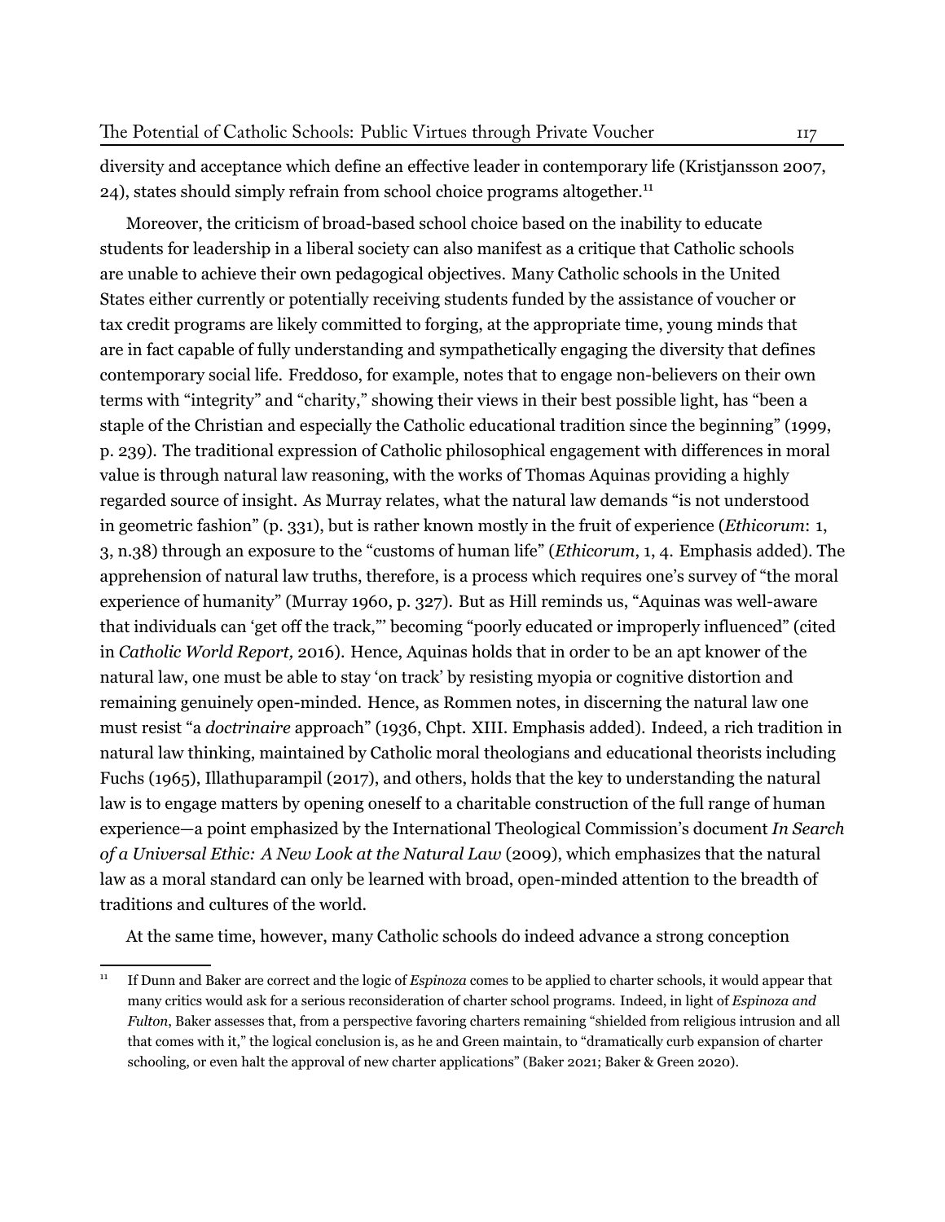diversity and acceptance which define an effective leader in contemporary life (Kristjansson 2007, 24), states should simply refrain from school choice programs altogether.[11]

Moreover, the criticism of broad-based school choice based on the inability to educate students for leadership in a liberal society can also manifest as a critique that Catholic schools are unable to achieve their own pedagogical objectives. Many Catholic schools in the United States either currently or potentially receiving students funded by the assistance of voucher or tax credit programs are likely committed to forging, at the appropriate time, young minds that are in fact capable of fully understanding and sympathetically engaging the diversity that defines contemporary social life. Freddoso, for example, notes that to engage non-believers on their own terms with "integrity" and "charity," showing their views in their best possible light, has "been a staple of the Christian and especially the Catholic educational tradition since the beginning" (1999, p. 239). The traditional expression of Catholic philosophical engagement with differences in moral value is through natural law reasoning, with the works of Thomas Aquinas providing a highly regarded source of insight. As Murray relates, what the natural law demands "is not understood in geometric fashion" (p. 331), but is rather known mostly in the fruit of experience (*Ethicorum*: 1, 3, n.38) through an exposure to the "customs of human life" (*Ethicorum*, 1, 4. Emphasis added). The apprehension of natural law truths, therefore, is a process which requires one's survey of "the moral experience of humanity" (Murray 1960, p. 327). But as Hill reminds us, "Aquinas was well-aware that individuals can 'get off the track,"' becoming "poorly educated or improperly influenced" (cited in *Catholic World Report,* 2016). Hence, Aquinas holds that in order to be an apt knower of the natural law, one must be able to stay 'on track' by resisting myopia or cognitive distortion and remaining genuinely open-minded. Hence, as Rommen notes, in discerning the natural law one must resist "a *doctrinaire* approach" (1936, Chpt. XIII. Emphasis added). Indeed, a rich tradition in natural law thinking, maintained by Catholic moral theologians and educational theorists including Fuchs (1965), Illathuparampil (2017), and others, holds that the key to understanding the natural law is to engage matters by opening oneself to a charitable construction of the full range of human experience—a point emphasized by the International Theological Commission's document *In Search of a Universal Ethic: A New Look at the Natural Law* (2009), which emphasizes that the natural law as a moral standard can only be learned with broad, open-minded attention to the breadth of traditions and cultures of the world.

At the same time, however, many Catholic schools do indeed advance a strong conception

[11] If Dunn and Baker are correct and the logic of *Espinoza* comes to be applied to charter schools, it would appear that many critics would ask for a serious reconsideration of charter school programs. Indeed, in light of *Espinoza and Fulton*, Baker assesses that, from a perspective favoring charters remaining "shielded from religious intrusion and all that comes with it," the logical conclusion is, as he and Green maintain, to "dramatically curb expansion of charter schooling, or even halt the approval of new charter applications" (Baker 2021; Baker & Green 2020).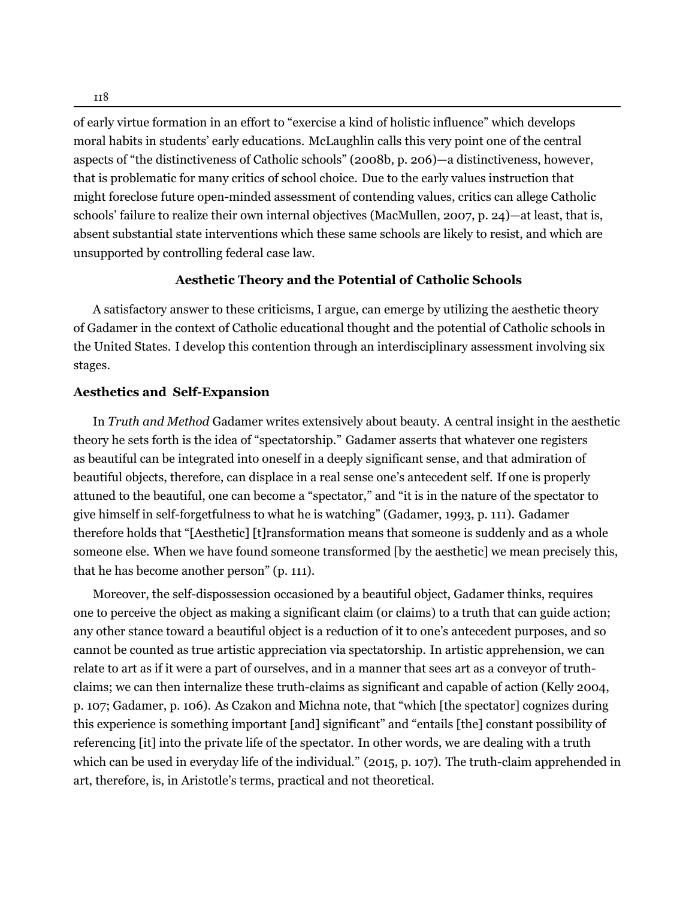of early virtue formation in an effort to "exercise a kind of holistic influence" which develops moral habits in students' early educations. McLaughlin calls this very point one of the central aspects of "the distinctiveness of Catholic schools" (2008b, p. 206)—a distinctiveness, however, that is problematic for many critics of school choice. Due to the early values instruction that might foreclose future open-minded assessment of contending values, critics can allege Catholic schools' failure to realize their own internal objectives (MacMullen, 2007, p. 24)—at least, that is, absent substantial state interventions which these same schools are likely to resist, and which are unsupported by controlling federal case law.

## Aesthetic Theory and the Potential of Catholic Schools

A satisfactory answer to these criticisms, I argue, can emerge by utilizing the aesthetic theory of Gadamer in the context of Catholic educational thought and the potential of Catholic schools in the United States. I develop this contention through an interdisciplinary assessment involving six stages.

### Aesthetics and Self-Expansion

In *Truth and Method* Gadamer writes extensively about beauty. A central insight in the aesthetic theory he sets forth is the idea of "spectatorship." Gadamer asserts that whatever one registers as beautiful can be integrated into oneself in a deeply significant sense, and that admiration of beautiful objects, therefore, can displace in a real sense one's antecedent self. If one is properly attuned to the beautiful, one can become a "spectator," and "it is in the nature of the spectator to give himself in self-forgetfulness to what he is watching" (Gadamer, 1993, p. 111). Gadamer therefore holds that "[Aesthetic] [t]ransformation means that someone is suddenly and as a whole someone else. When we have found someone transformed [by the aesthetic] we mean precisely this, that he has become another person" (p. 111).

Moreover, the self-dispossession occasioned by a beautiful object, Gadamer thinks, requires one to perceive the object as making a significant claim (or claims) to a truth that can guide action; any other stance toward a beautiful object is a reduction of it to one's antecedent purposes, and so cannot be counted as true artistic appreciation via spectatorship. In artistic apprehension, we can relate to art as if it were a part of ourselves, and in a manner that sees art as a conveyor of truth-claims; we can then internalize these truth-claims as significant and capable of action (Kelly 2004, p. 107; Gadamer, p. 106). As Czakon and Michna note, that "which [the spectator] cognizes during this experience is something important [and] significant" and "entails [the] constant possibility of referencing [it] into the private life of the spectator. In other words, we are dealing with a truth which can be used in everyday life of the individual." (2015, p. 107). The truth-claim apprehended in art, therefore, is, in Aristotle's terms, practical and not theoretical.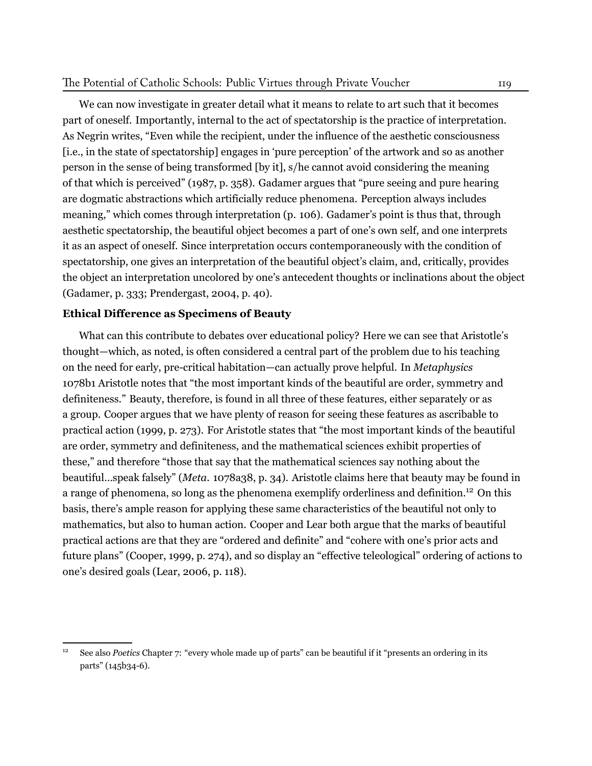We can now investigate in greater detail what it means to relate to art such that it becomes part of oneself. Importantly, internal to the act of spectatorship is the practice of interpretation. As Negrin writes, "Even while the recipient, under the influence of the aesthetic consciousness [i.e., in the state of spectatorship] engages in 'pure perception' of the artwork and so as another person in the sense of being transformed [by it], s/he cannot avoid considering the meaning of that which is perceived" (1987, p. 358). Gadamer argues that "pure seeing and pure hearing are dogmatic abstractions which artificially reduce phenomena. Perception always includes meaning," which comes through interpretation (p. 106). Gadamer's point is thus that, through aesthetic spectatorship, the beautiful object becomes a part of one's own self, and one interprets it as an aspect of oneself. Since interpretation occurs contemporaneously with the condition of spectatorship, one gives an interpretation of the beautiful object's claim, and, critically, provides the object an interpretation uncolored by one's antecedent thoughts or inclinations about the object (Gadamer, p. 333; Prendergast, 2004, p. 40).

### Ethical Difference as Specimens of Beauty

What can this contribute to debates over educational policy? Here we can see that Aristotle's thought—which, as noted, is often considered a central part of the problem due to his teaching on the need for early, pre-critical habitation—can actually prove helpful. In *Metaphysics* 1078b1 Aristotle notes that "the most important kinds of the beautiful are order, symmetry and definiteness." Beauty, therefore, is found in all three of these features, either separately or as a group. Cooper argues that we have plenty of reason for seeing these features as ascribable to practical action (1999, p. 273). For Aristotle states that "the most important kinds of the beautiful are order, symmetry and definiteness, and the mathematical sciences exhibit properties of these," and therefore "those that say that the mathematical sciences say nothing about the beautiful…speak falsely" (*Meta.* 1078a38, p. 34). Aristotle claims here that beauty may be found in a range of phenomena, so long as the phenomena exemplify orderliness and definition.[12] On this basis, there's ample reason for applying these same characteristics of the beautiful not only to mathematics, but also to human action. Cooper and Lear both argue that the marks of beautiful practical actions are that they are "ordered and definite" and "cohere with one's prior acts and future plans" (Cooper, 1999, p. 274), and so display an "effective teleological" ordering of actions to one's desired goals (Lear, 2006, p. 118).

---

[12] See also *Poetics* Chapter 7: "every whole made up of parts" can be beautiful if it "presents an ordering in its parts" (145b34-6).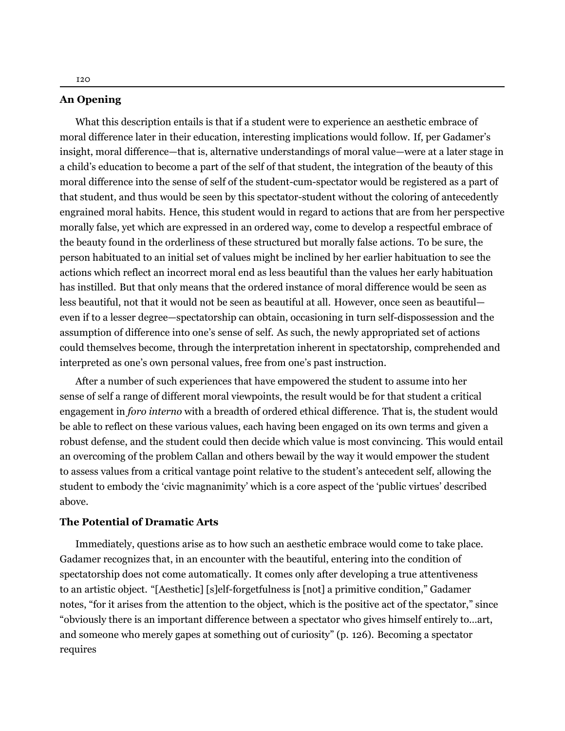## An Opening

What this description entails is that if a student were to experience an aesthetic embrace of moral difference later in their education, interesting implications would follow. If, per Gadamer's insight, moral difference—that is, alternative understandings of moral value—were at a later stage in a child's education to become a part of the self of that student, the integration of the beauty of this moral difference into the sense of self of the student-cum-spectator would be registered as a part of that student, and thus would be seen by this spectator-student without the coloring of antecedently engrained moral habits. Hence, this student would in regard to actions that are from her perspective morally false, yet which are expressed in an ordered way, come to develop a respectful embrace of the beauty found in the orderliness of these structured but morally false actions. To be sure, the person habituated to an initial set of values might be inclined by her earlier habituation to see the actions which reflect an incorrect moral end as less beautiful than the values her early habituation has instilled. But that only means that the ordered instance of moral difference would be seen as less beautiful, not that it would not be seen as beautiful at all. However, once seen as beautiful—even if to a lesser degree—spectatorship can obtain, occasioning in turn self-dispossession and the assumption of difference into one's sense of self. As such, the newly appropriated set of actions could themselves become, through the interpretation inherent in spectatorship, comprehended and interpreted as one's own personal values, free from one's past instruction.

After a number of such experiences that have empowered the student to assume into her sense of self a range of different moral viewpoints, the result would be for that student a critical engagement in *foro interno* with a breadth of ordered ethical difference. That is, the student would be able to reflect on these various values, each having been engaged on its own terms and given a robust defense, and the student could then decide which value is most convincing. This would entail an overcoming of the problem Callan and others bewail by the way it would empower the student to assess values from a critical vantage point relative to the student's antecedent self, allowing the student to embody the 'civic magnanimity' which is a core aspect of the 'public virtues' described above.

## The Potential of Dramatic Arts

Immediately, questions arise as to how such an aesthetic embrace would come to take place. Gadamer recognizes that, in an encounter with the beautiful, entering into the condition of spectatorship does not come automatically. It comes only after developing a true attentiveness to an artistic object. "[Aesthetic] [s]elf-forgetfulness is [not] a primitive condition," Gadamer notes, "for it arises from the attention to the object, which is the positive act of the spectator," since "obviously there is an important difference between a spectator who gives himself entirely to…art, and someone who merely gapes at something out of curiosity" (p. 126). Becoming a spectator requires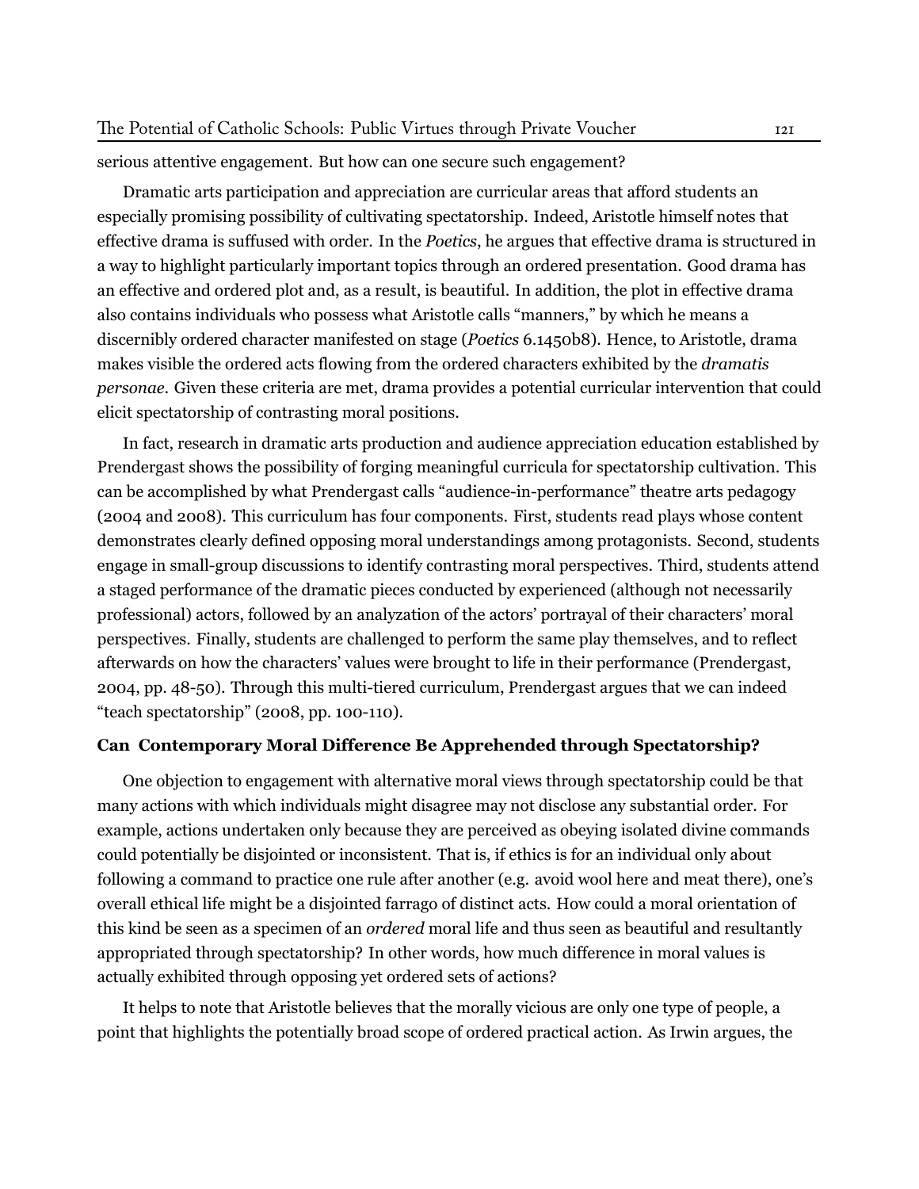serious attentive engagement. But how can one secure such engagement?

Dramatic arts participation and appreciation are curricular areas that afford students an especially promising possibility of cultivating spectatorship. Indeed, Aristotle himself notes that effective drama is suffused with order. In the *Poetics*, he argues that effective drama is structured in a way to highlight particularly important topics through an ordered presentation. Good drama has an effective and ordered plot and, as a result, is beautiful. In addition, the plot in effective drama also contains individuals who possess what Aristotle calls "manners," by which he means a discernibly ordered character manifested on stage (*Poetics* 6.1450b8). Hence, to Aristotle, drama makes visible the ordered acts flowing from the ordered characters exhibited by the *dramatis personae*. Given these criteria are met, drama provides a potential curricular intervention that could elicit spectatorship of contrasting moral positions.

In fact, research in dramatic arts production and audience appreciation education established by Prendergast shows the possibility of forging meaningful curricula for spectatorship cultivation. This can be accomplished by what Prendergast calls "audience-in-performance" theatre arts pedagogy (2004 and 2008). This curriculum has four components. First, students read plays whose content demonstrates clearly defined opposing moral understandings among protagonists. Second, students engage in small-group discussions to identify contrasting moral perspectives. Third, students attend a staged performance of the dramatic pieces conducted by experienced (although not necessarily professional) actors, followed by an analyzation of the actors' portrayal of their characters' moral perspectives. Finally, students are challenged to perform the same play themselves, and to reflect afterwards on how the characters' values were brought to life in their performance (Prendergast, 2004, pp. 48-50). Through this multi-tiered curriculum, Prendergast argues that we can indeed "teach spectatorship" (2008, pp. 100-110).

### Can Contemporary Moral Difference Be Apprehended through Spectatorship?

One objection to engagement with alternative moral views through spectatorship could be that many actions with which individuals might disagree may not disclose any substantial order. For example, actions undertaken only because they are perceived as obeying isolated divine commands could potentially be disjointed or inconsistent. That is, if ethics is for an individual only about following a command to practice one rule after another (e.g. avoid wool here and meat there), one's overall ethical life might be a disjointed farrago of distinct acts. How could a moral orientation of this kind be seen as a specimen of an *ordered* moral life and thus seen as beautiful and resultantly appropriated through spectatorship? In other words, how much difference in moral values is actually exhibited through opposing yet ordered sets of actions?

It helps to note that Aristotle believes that the morally vicious are only one type of people, a point that highlights the potentially broad scope of ordered practical action. As Irwin argues, the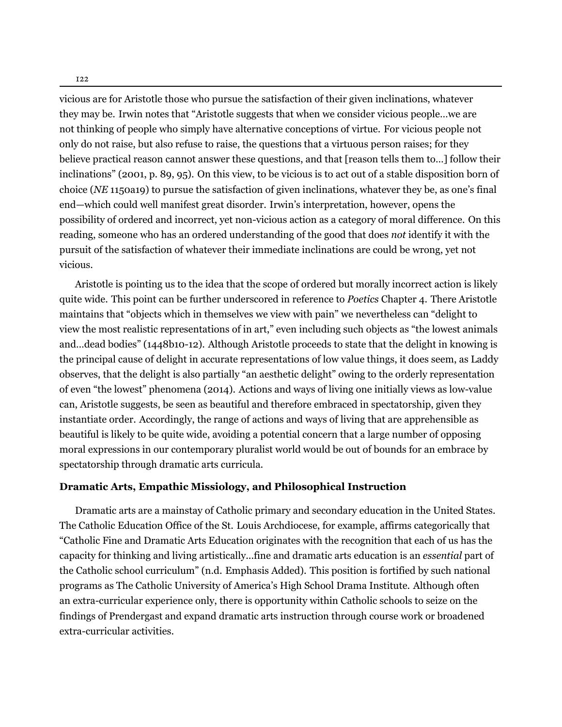vicious are for Aristotle those who pursue the satisfaction of their given inclinations, whatever they may be. Irwin notes that "Aristotle suggests that when we consider vicious people…we are not thinking of people who simply have alternative conceptions of virtue. For vicious people not only do not raise, but also refuse to raise, the questions that a virtuous person raises; for they believe practical reason cannot answer these questions, and that [reason tells them to…] follow their inclinations" (2001, p. 89, 95). On this view, to be vicious is to act out of a stable disposition born of choice (*NE* 1150a19) to pursue the satisfaction of given inclinations, whatever they be, as one's final end—which could well manifest great disorder. Irwin's interpretation, however, opens the possibility of ordered and incorrect, yet non-vicious action as a category of moral difference. On this reading, someone who has an ordered understanding of the good that does *not* identify it with the pursuit of the satisfaction of whatever their immediate inclinations are could be wrong, yet not vicious.

Aristotle is pointing us to the idea that the scope of ordered but morally incorrect action is likely quite wide. This point can be further underscored in reference to *Poetics* Chapter 4. There Aristotle maintains that "objects which in themselves we view with pain" we nevertheless can "delight to view the most realistic representations of in art," even including such objects as "the lowest animals and…dead bodies" (1448b10-12). Although Aristotle proceeds to state that the delight in knowing is the principal cause of delight in accurate representations of low value things, it does seem, as Laddy observes, that the delight is also partially "an aesthetic delight" owing to the orderly representation of even "the lowest" phenomena (2014). Actions and ways of living one initially views as low-value can, Aristotle suggests, be seen as beautiful and therefore embraced in spectatorship, given they instantiate order. Accordingly, the range of actions and ways of living that are apprehensible as beautiful is likely to be quite wide, avoiding a potential concern that a large number of opposing moral expressions in our contemporary pluralist world would be out of bounds for an embrace by spectatorship through dramatic arts curricula.

## Dramatic Arts, Empathic Missiology, and Philosophical Instruction

Dramatic arts are a mainstay of Catholic primary and secondary education in the United States. The Catholic Education Office of the St. Louis Archdiocese, for example, affirms categorically that "Catholic Fine and Dramatic Arts Education originates with the recognition that each of us has the capacity for thinking and living artistically…fine and dramatic arts education is an *essential* part of the Catholic school curriculum" (n.d. Emphasis Added). This position is fortified by such national programs as The Catholic University of America's High School Drama Institute. Although often an extra-curricular experience only, there is opportunity within Catholic schools to seize on the findings of Prendergast and expand dramatic arts instruction through course work or broadened extra-curricular activities.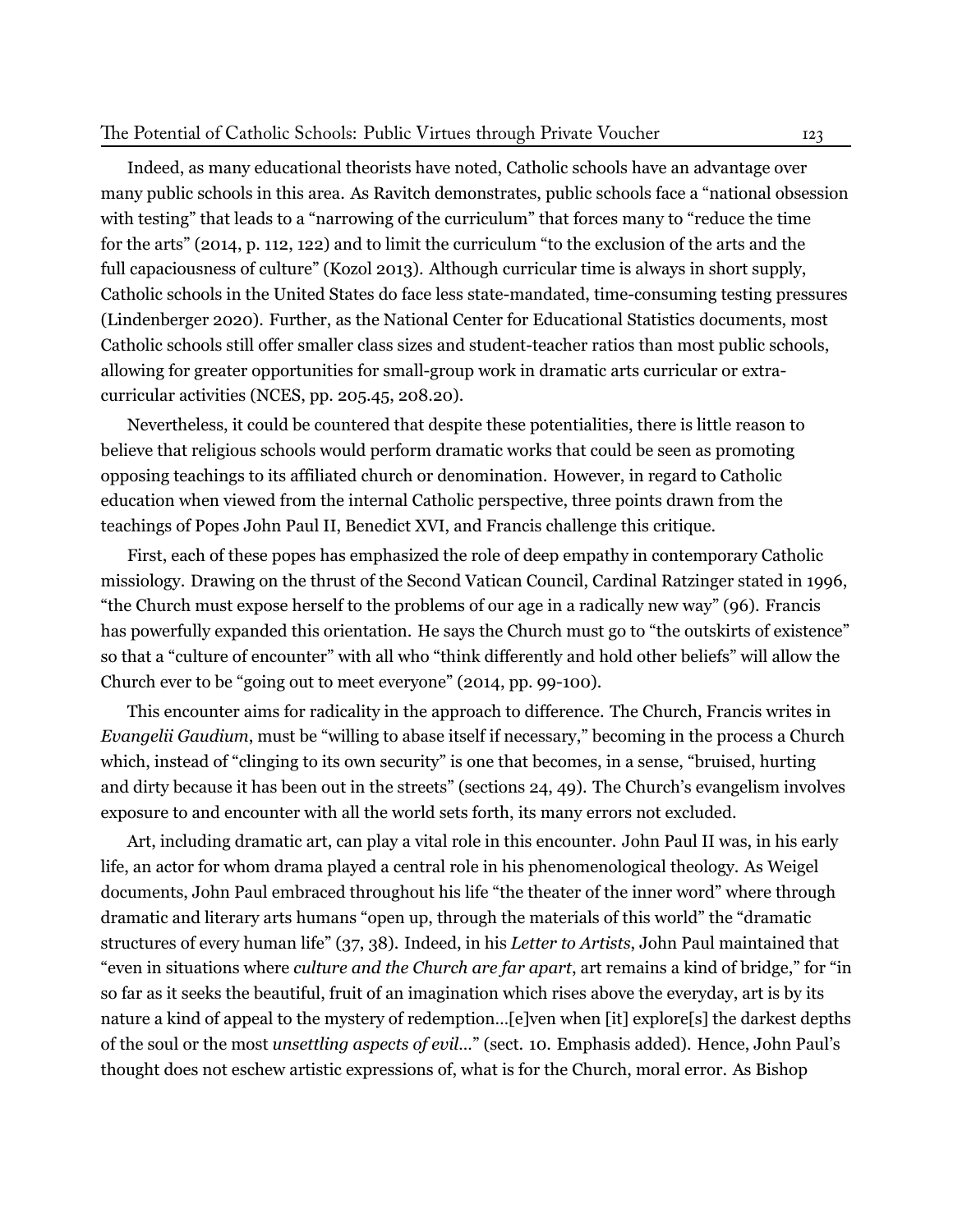Indeed, as many educational theorists have noted, Catholic schools have an advantage over many public schools in this area. As Ravitch demonstrates, public schools face a "national obsession with testing" that leads to a "narrowing of the curriculum" that forces many to "reduce the time for the arts" (2014, p. 112, 122) and to limit the curriculum "to the exclusion of the arts and the full capaciousness of culture" (Kozol 2013). Although curricular time is always in short supply, Catholic schools in the United States do face less state-mandated, time-consuming testing pressures (Lindenberger 2020). Further, as the National Center for Educational Statistics documents, most Catholic schools still offer smaller class sizes and student-teacher ratios than most public schools, allowing for greater opportunities for small-group work in dramatic arts curricular or extra-curricular activities (NCES, pp. 205.45, 208.20).

Nevertheless, it could be countered that despite these potentialities, there is little reason to believe that religious schools would perform dramatic works that could be seen as promoting opposing teachings to its affiliated church or denomination. However, in regard to Catholic education when viewed from the internal Catholic perspective, three points drawn from the teachings of Popes John Paul II, Benedict XVI, and Francis challenge this critique.

First, each of these popes has emphasized the role of deep empathy in contemporary Catholic missiology. Drawing on the thrust of the Second Vatican Council, Cardinal Ratzinger stated in 1996, "the Church must expose herself to the problems of our age in a radically new way" (96). Francis has powerfully expanded this orientation. He says the Church must go to "the outskirts of existence" so that a "culture of encounter" with all who "think differently and hold other beliefs" will allow the Church ever to be "going out to meet everyone" (2014, pp. 99-100).

This encounter aims for radicality in the approach to difference. The Church, Francis writes in *Evangelii Gaudium*, must be "willing to abase itself if necessary," becoming in the process a Church which, instead of "clinging to its own security" is one that becomes, in a sense, "bruised, hurting and dirty because it has been out in the streets" (sections 24, 49). The Church's evangelism involves exposure to and encounter with all the world sets forth, its many errors not excluded.

Art, including dramatic art, can play a vital role in this encounter. John Paul II was, in his early life, an actor for whom drama played a central role in his phenomenological theology. As Weigel documents, John Paul embraced throughout his life "the theater of the inner word" where through dramatic and literary arts humans "open up, through the materials of this world" the "dramatic structures of every human life" (37, 38). Indeed, in his *Letter to Artists*, John Paul maintained that "even in situations where *culture and the Church are far apart*, art remains a kind of bridge," for "in so far as it seeks the beautiful, fruit of an imagination which rises above the everyday, art is by its nature a kind of appeal to the mystery of redemption…[e]ven when [it] explore[s] the darkest depths of the soul or the most *unsettling aspects of evil*…" (sect. 10. Emphasis added). Hence, John Paul's thought does not eschew artistic expressions of, what is for the Church, moral error. As Bishop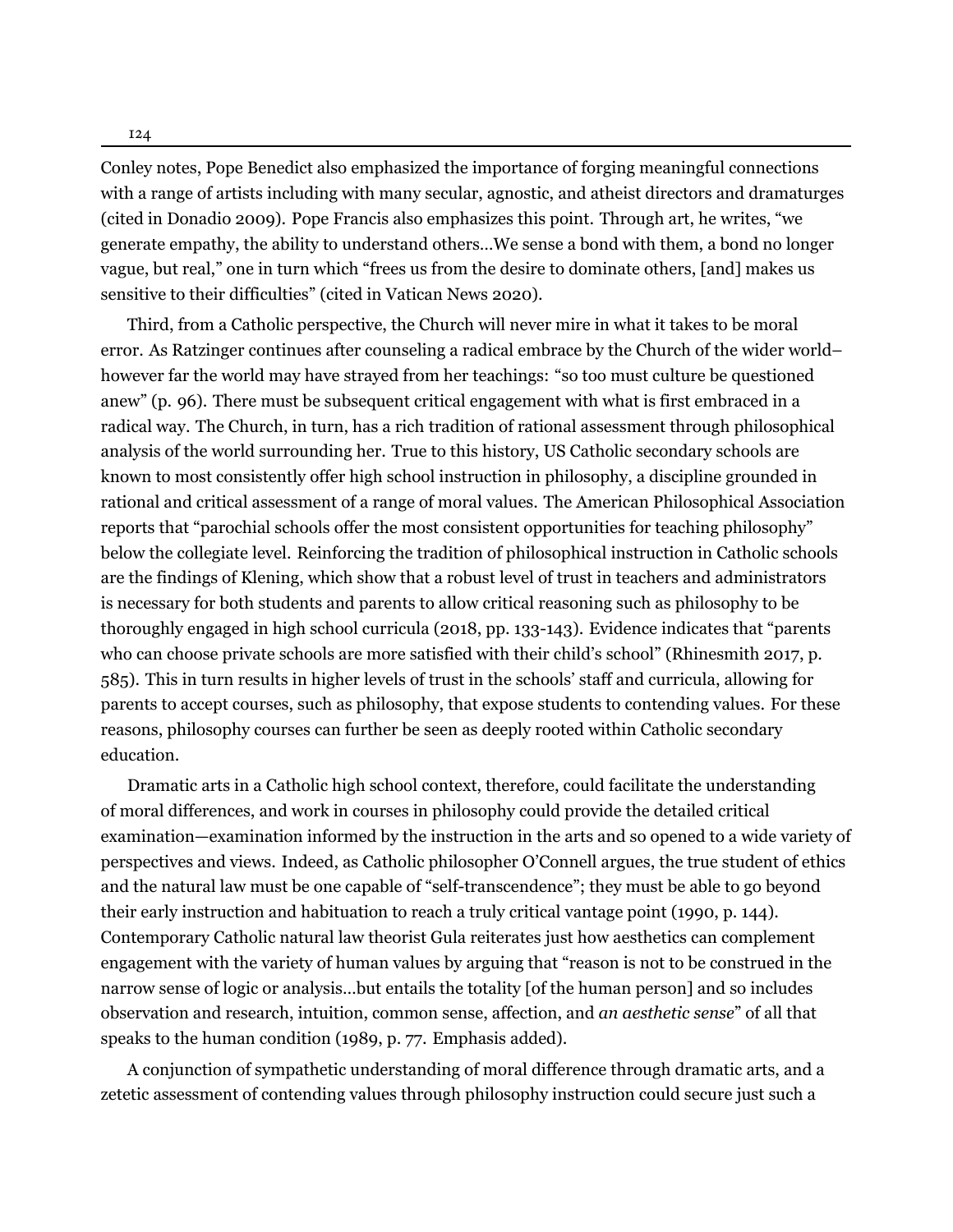Conley notes, Pope Benedict also emphasized the importance of forging meaningful connections with a range of artists including with many secular, agnostic, and atheist directors and dramaturges (cited in Donadio 2009). Pope Francis also emphasizes this point. Through art, he writes, "we generate empathy, the ability to understand others…We sense a bond with them, a bond no longer vague, but real," one in turn which "frees us from the desire to dominate others, [and] makes us sensitive to their difficulties" (cited in Vatican News 2020).

Third, from a Catholic perspective, the Church will never mire in what it takes to be moral error. As Ratzinger continues after counseling a radical embrace by the Church of the wider world–however far the world may have strayed from her teachings: "so too must culture be questioned anew" (p. 96). There must be subsequent critical engagement with what is first embraced in a radical way. The Church, in turn, has a rich tradition of rational assessment through philosophical analysis of the world surrounding her. True to this history, US Catholic secondary schools are known to most consistently offer high school instruction in philosophy, a discipline grounded in rational and critical assessment of a range of moral values. The American Philosophical Association reports that "parochial schools offer the most consistent opportunities for teaching philosophy" below the collegiate level. Reinforcing the tradition of philosophical instruction in Catholic schools are the findings of Klening, which show that a robust level of trust in teachers and administrators is necessary for both students and parents to allow critical reasoning such as philosophy to be thoroughly engaged in high school curricula (2018, pp. 133-143). Evidence indicates that "parents who can choose private schools are more satisfied with their child's school" (Rhinesmith 2017, p. 585). This in turn results in higher levels of trust in the schools' staff and curricula, allowing for parents to accept courses, such as philosophy, that expose students to contending values. For these reasons, philosophy courses can further be seen as deeply rooted within Catholic secondary education.

Dramatic arts in a Catholic high school context, therefore, could facilitate the understanding of moral differences, and work in courses in philosophy could provide the detailed critical examination—examination informed by the instruction in the arts and so opened to a wide variety of perspectives and views. Indeed, as Catholic philosopher O'Connell argues, the true student of ethics and the natural law must be one capable of "self-transcendence"; they must be able to go beyond their early instruction and habituation to reach a truly critical vantage point (1990, p. 144). Contemporary Catholic natural law theorist Gula reiterates just how aesthetics can complement engagement with the variety of human values by arguing that "reason is not to be construed in the narrow sense of logic or analysis…but entails the totality [of the human person] and so includes observation and research, intuition, common sense, affection, and *an aesthetic sense*" of all that speaks to the human condition (1989, p. 77. Emphasis added).

A conjunction of sympathetic understanding of moral difference through dramatic arts, and a zetetic assessment of contending values through philosophy instruction could secure just such a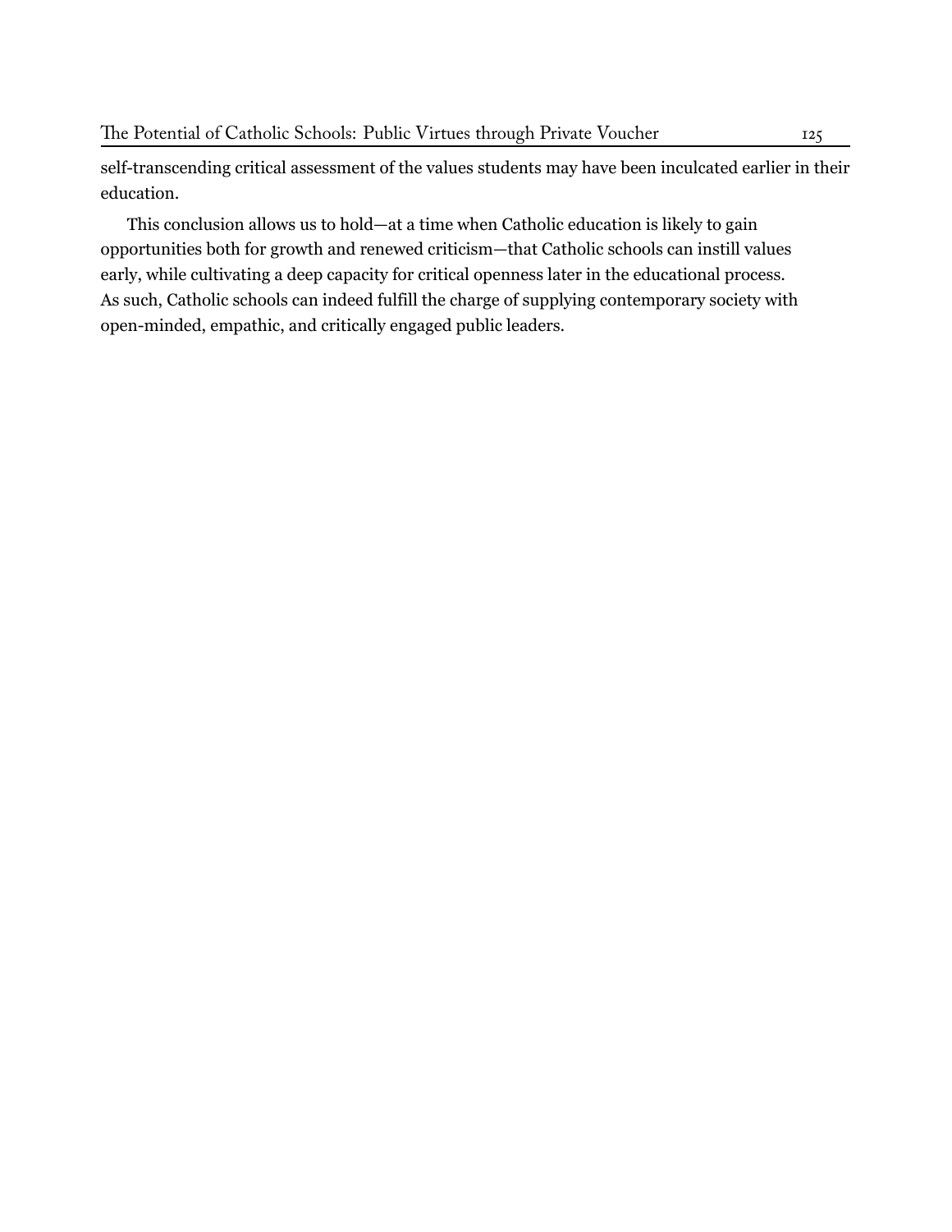self-transcending critical assessment of the values students may have been inculcated earlier in their education.

This conclusion allows us to hold—at a time when Catholic education is likely to gain opportunities both for growth and renewed criticism—that Catholic schools can instill values early, while cultivating a deep capacity for critical openness later in the educational process. As such, Catholic schools can indeed fulfill the charge of supplying contemporary society with open-minded, empathic, and critically engaged public leaders.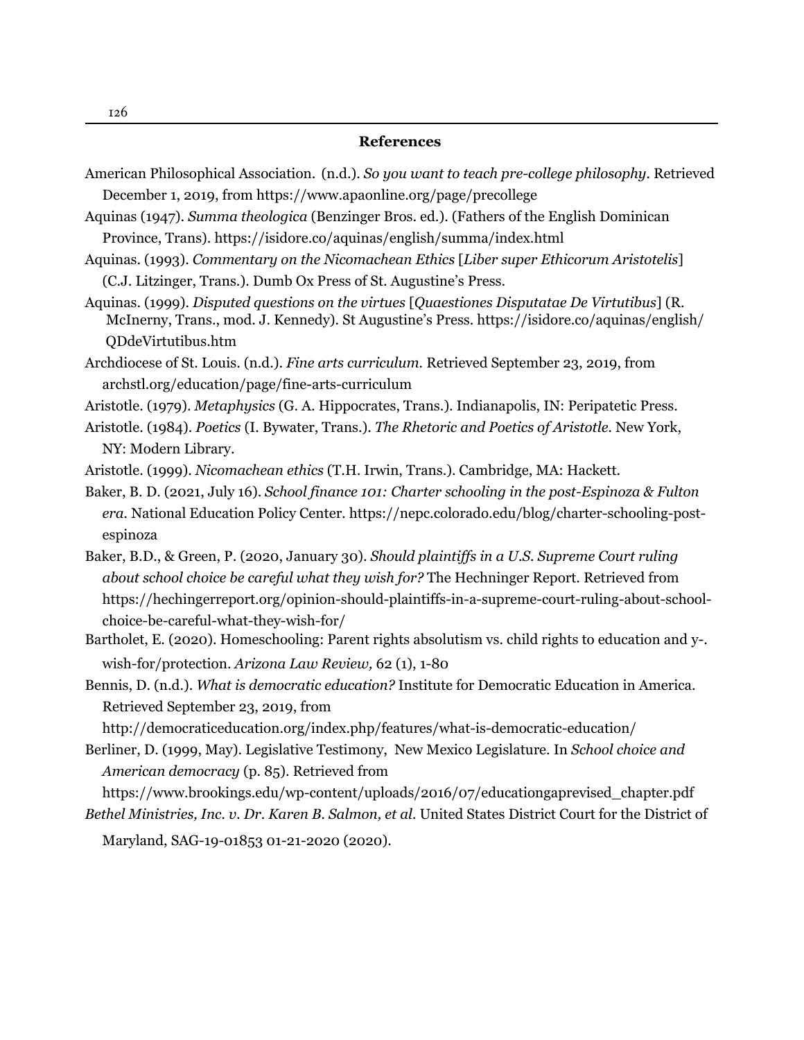## References

American Philosophical Association. (n.d.). *So you want to teach pre-college philosophy*. Retrieved December 1, 2019, from https://www.apaonline.org/page/precollege

Aquinas (1947). *Summa theologica* (Benzinger Bros. ed.). (Fathers of the English Dominican Province, Trans). https://isidore.co/aquinas/english/summa/index.html

Aquinas. (1993). *Commentary on the Nicomachean Ethics* [*Liber super Ethicorum Aristotelis*] (C.J. Litzinger, Trans.). Dumb Ox Press of St. Augustine's Press.

Aquinas. (1999). *Disputed questions on the virtues* [*Quaestiones Disputatae De Virtutibus*] (R. McInerny, Trans., mod. J. Kennedy). St Augustine's Press. https://isidore.co/aquinas/english/QDdeVirtutibus.htm

Archdiocese of St. Louis. (n.d.). *Fine arts curriculum.* Retrieved September 23, 2019, from archstl.org/education/page/fine-arts-curriculum

Aristotle. (1979). *Metaphysics* (G. A. Hippocrates, Trans.). Indianapolis, IN: Peripatetic Press.

Aristotle. (1984). *Poetics* (I. Bywater, Trans.). *The Rhetoric and Poetics of Aristotle*. New York, NY: Modern Library.

Aristotle. (1999). *Nicomachean ethics* (T.H. Irwin, Trans.). Cambridge, MA: Hackett.

Baker, B. D. (2021, July 16). *School finance 101: Charter schooling in the post-Espinoza & Fulton era*. National Education Policy Center. https://nepc.colorado.edu/blog/charter-schooling-post-espinoza

Baker, B.D., & Green, P. (2020, January 30). *Should plaintiffs in a U.S. Supreme Court ruling about school choice be careful what they wish for?* The Hechninger Report. Retrieved from https://hechingerreport.org/opinion-should-plaintiffs-in-a-supreme-court-ruling-about-school-choice-be-careful-what-they-wish-for/

Bartholet, E. (2020). Homeschooling: Parent rights absolutism vs. child rights to education and y-. wish-for/protection. *Arizona Law Review,* 62 (1), 1-80

Bennis, D. (n.d.). *What is democratic education?* Institute for Democratic Education in America. Retrieved September 23, 2019, from http://democraticeducation.org/index.php/features/what-is-democratic-education/

Berliner, D. (1999, May). Legislative Testimony, New Mexico Legislature. In *School choice and American democracy* (p. 85). Retrieved from https://www.brookings.edu/wp-content/uploads/2016/07/educationgaprevised_chapter.pdf

*Bethel Ministries, Inc. v. Dr. Karen B. Salmon, et al.* United States District Court for the District of Maryland, SAG-19-01853 01-21-2020 (2020).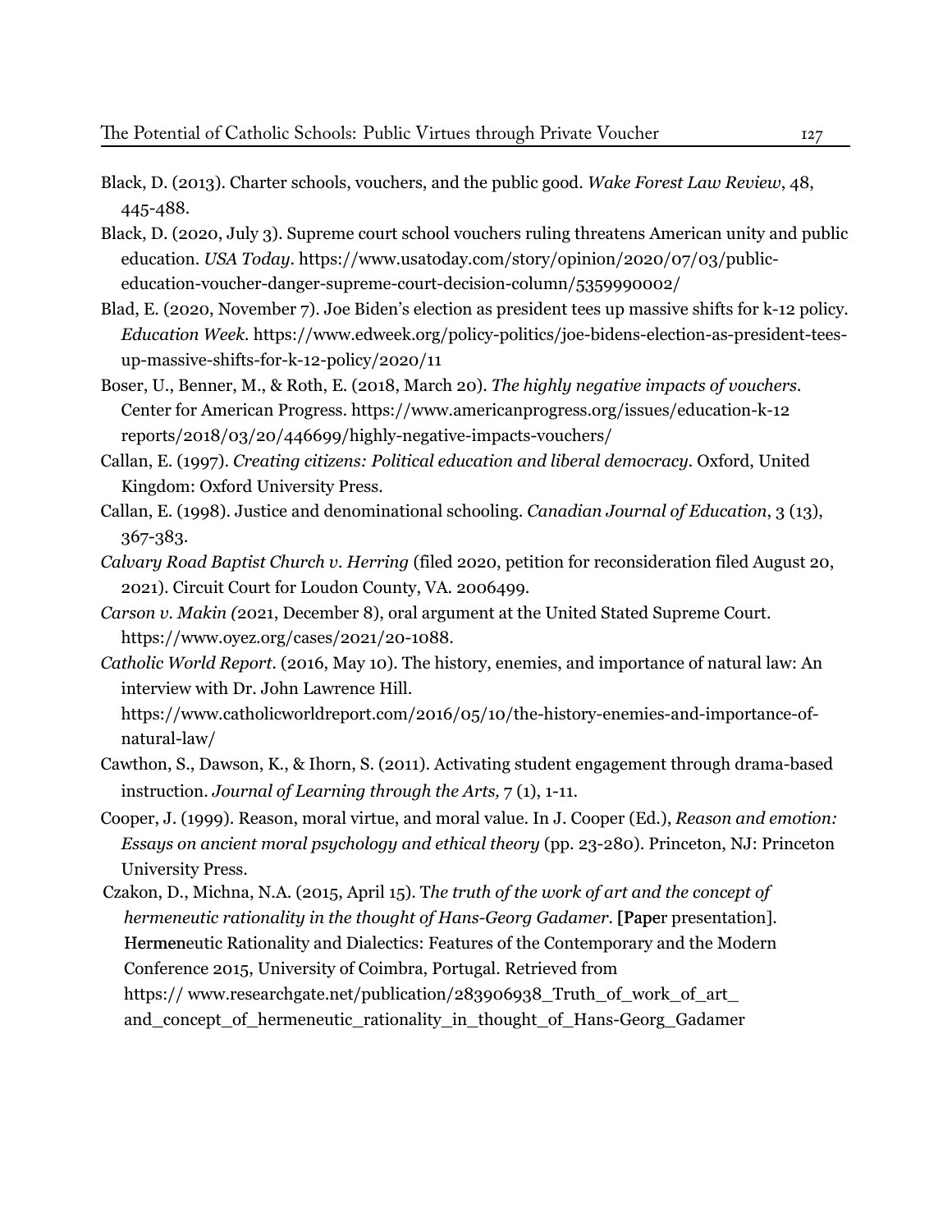Black, D. (2013). Charter schools, vouchers, and the public good. *Wake Forest Law Review*, 48, 445-488.

Black, D. (2020, July 3). Supreme court school vouchers ruling threatens American unity and public education. *USA Today*. https://www.usatoday.com/story/opinion/2020/07/03/public-education-voucher-danger-supreme-court-decision-column/5359990002/

Blad, E. (2020, November 7). Joe Biden's election as president tees up massive shifts for k-12 policy. *Education Week*. https://www.edweek.org/policy-politics/joe-bidens-election-as-president-tees-up-massive-shifts-for-k-12-policy/2020/11

Boser, U., Benner, M., & Roth, E. (2018, March 20). *The highly negative impacts of vouchers*. Center for American Progress. https://www.americanprogress.org/issues/education-k-12 reports/2018/03/20/446699/highly-negative-impacts-vouchers/

Callan, E. (1997). *Creating citizens: Political education and liberal democracy*. Oxford, United Kingdom: Oxford University Press.

Callan, E. (1998). Justice and denominational schooling. *Canadian Journal of Education*, 3 (13), 367-383.

*Calvary Road Baptist Church v. Herring* (filed 2020, petition for reconsideration filed August 20, 2021). Circuit Court for Loudon County, VA. 2006499.

*Carson v. Makin (*2021, December 8), oral argument at the United Stated Supreme Court. https://www.oyez.org/cases/2021/20-1088.

*Catholic World Report*. (2016, May 10). The history, enemies, and importance of natural law: An interview with Dr. John Lawrence Hill. https://www.catholicworldreport.com/2016/05/10/the-history-enemies-and-importance-of-natural-law/

Cawthon, S., Dawson, K., & Ihorn, S. (2011). Activating student engagement through drama-based instruction. *Journal of Learning through the Arts,* 7 (1), 1-11.

Cooper, J. (1999). Reason, moral virtue, and moral value. In J. Cooper (Ed.), *Reason and emotion: Essays on ancient moral psychology and ethical theory* (pp. 23-280). Princeton, NJ: Princeton University Press.

Czakon, D., Michna, N.A. (2015, April 15). T*he truth of the work of art and the concept of hermeneutic rationality in the thought of Hans-Georg Gadamer*. [Paper presentation]. Hermeneutic Rationality and Dialectics: Features of the Contemporary and the Modern Conference 2015, University of Coimbra, Portugal. Retrieved from https:// www.researchgate.net/publication/283906938_Truth_of_work_of_art_ and_concept_of_hermeneutic_rationality_in_thought_of_Hans-Georg_Gadamer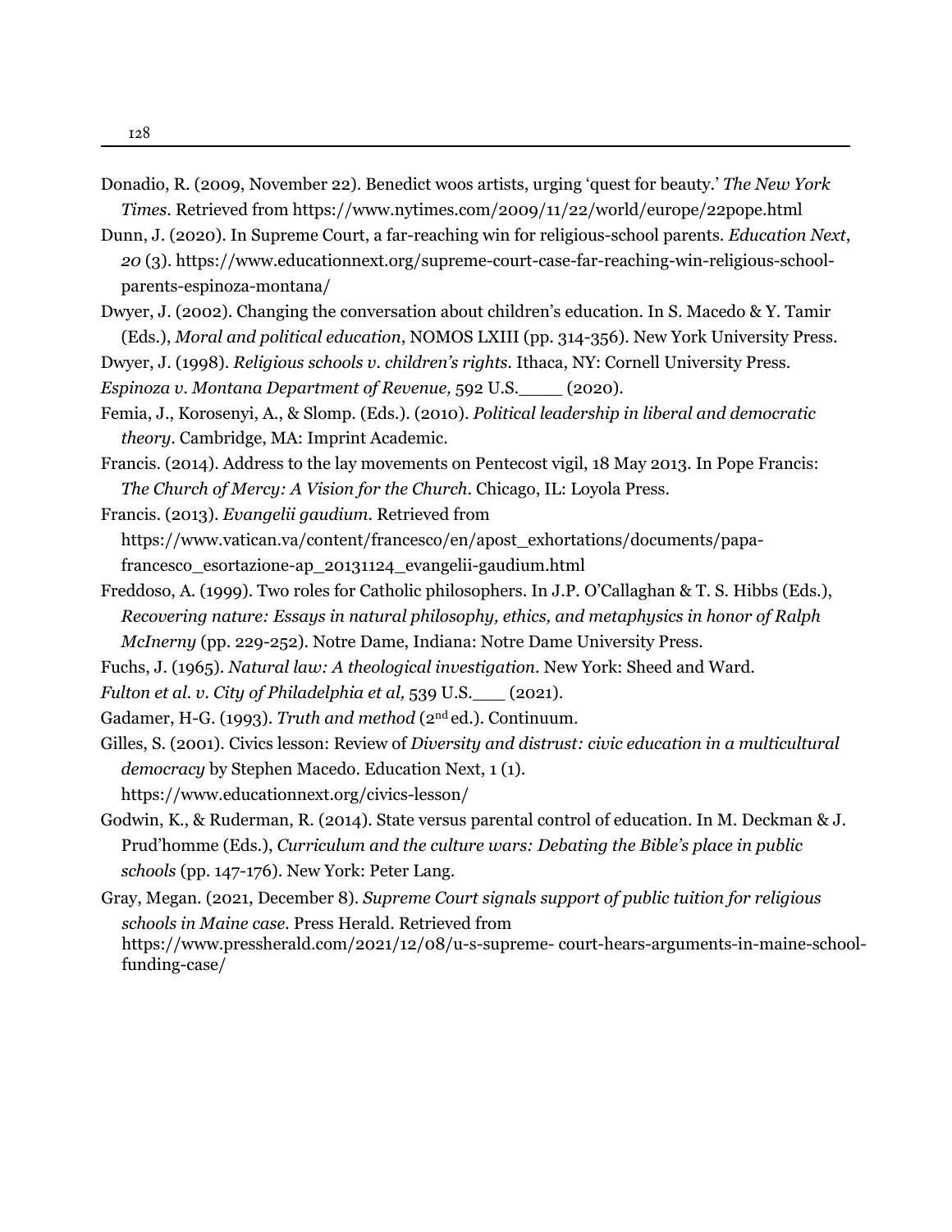Donadio, R. (2009, November 22). Benedict woos artists, urging 'quest for beauty.' *The New York Times*. Retrieved from https://www.nytimes.com/2009/11/22/world/europe/22pope.html

Dunn, J. (2020). In Supreme Court, a far-reaching win for religious-school parents. *Education Next*, *20* (3). https://www.educationnext.org/supreme-court-case-far-reaching-win-religious-school-parents-espinoza-montana/

Dwyer, J. (2002). Changing the conversation about children's education. In S. Macedo & Y. Tamir (Eds.), *Moral and political education*, NOMOS LXIII (pp. 314-356). New York University Press.

Dwyer, J. (1998). *Religious schools v. children's rights*. Ithaca, NY: Cornell University Press.

*Espinoza v. Montana Department of Revenue,* 592 U.S.\_\_\_\_ (2020).

Femia, J., Korosenyi, A., & Slomp. (Eds.). (2010). *Political leadership in liberal and democratic theory*. Cambridge, MA: Imprint Academic.

Francis. (2014). Address to the lay movements on Pentecost vigil, 18 May 2013. In Pope Francis: *The Church of Mercy: A Vision for the Church*. Chicago, IL: Loyola Press.

Francis. (2013). *Evangelii gaudium*. Retrieved from https://www.vatican.va/content/francesco/en/apost_exhortations/documents/papa-francesco_esortazione-ap_20131124_evangelii-gaudium.html

Freddoso, A. (1999). Two roles for Catholic philosophers. In J.P. O'Callaghan & T. S. Hibbs (Eds.), *Recovering nature: Essays in natural philosophy, ethics, and metaphysics in honor of Ralph McInerny* (pp. 229-252). Notre Dame, Indiana: Notre Dame University Press.

Fuchs, J. (1965). *Natural law: A theological investigation*. New York: Sheed and Ward.

*Fulton et al. v. City of Philadelphia et al,* 539 U.S.\_\_\_ (2021).

Gadamer, H-G. (1993). *Truth and method* (2nd ed.). Continuum.

Gilles, S. (2001). Civics lesson: Review of *Diversity and distrust: civic education in a multicultural democracy* by Stephen Macedo. Education Next, 1 (1). https://www.educationnext.org/civics-lesson/

Godwin, K., & Ruderman, R. (2014). State versus parental control of education. In M. Deckman & J. Prud'homme (Eds.), *Curriculum and the culture wars: Debating the Bible's place in public schools* (pp. 147-176). New York: Peter Lang.

Gray, Megan. (2021, December 8). *Supreme Court signals support of public tuition for religious schools in Maine case*. Press Herald. Retrieved from https://www.pressherald.com/2021/12/08/u-s-supreme- court-hears-arguments-in-maine-school-funding-case/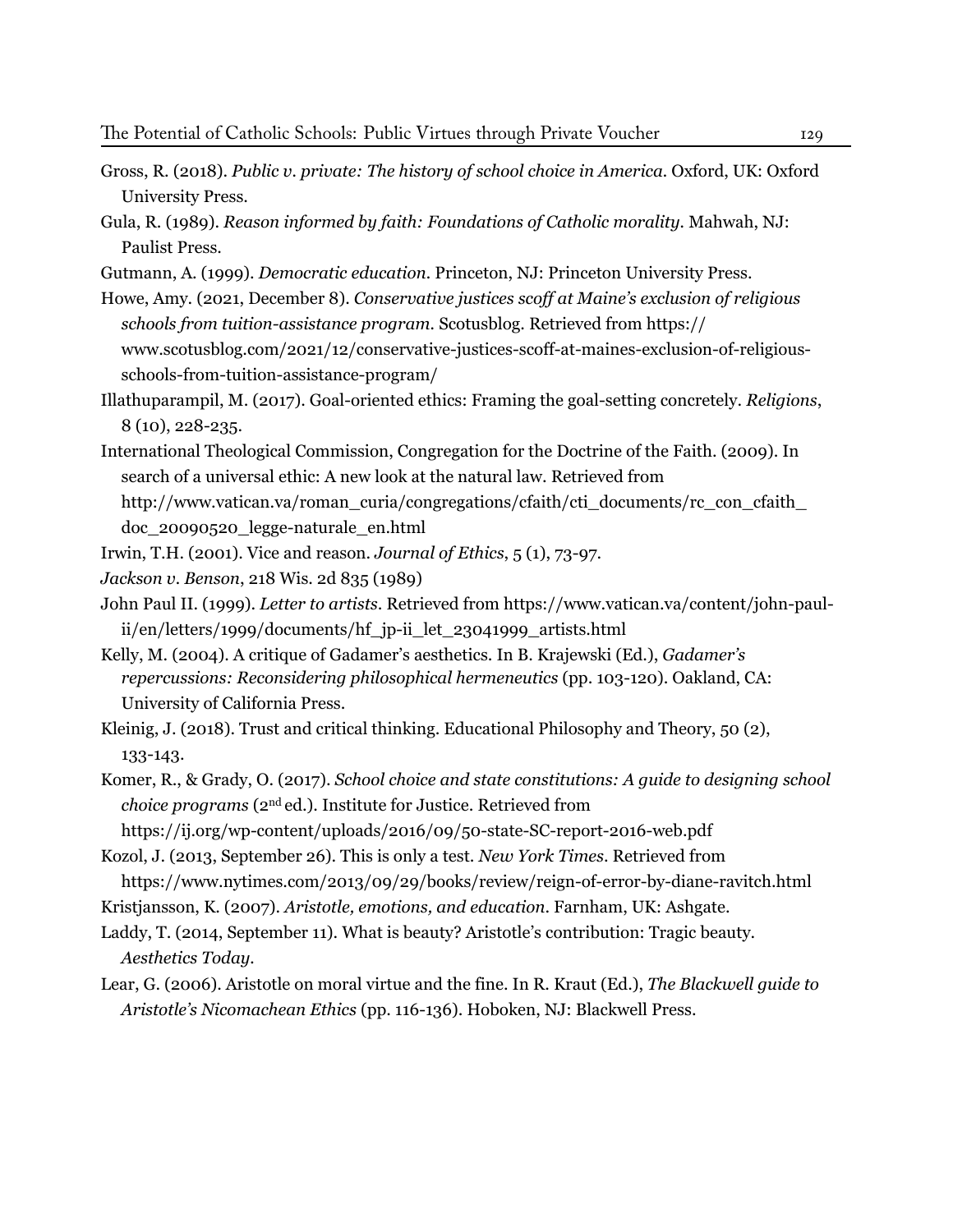Gross, R. (2018). *Public v. private: The history of school choice in America*. Oxford, UK: Oxford University Press.

Gula, R. (1989). *Reason informed by faith: Foundations of Catholic morality*. Mahwah, NJ: Paulist Press.

Gutmann, A. (1999). *Democratic education*. Princeton, NJ: Princeton University Press.

Howe, Amy. (2021, December 8). *Conservative justices scoff at Maine's exclusion of religious schools from tuition-assistance program*. Scotusblog. Retrieved from https://www.scotusblog.com/2021/12/conservative-justices-scoff-at-maines-exclusion-of-religious-schools-from-tuition-assistance-program/

Illathuparampil, M. (2017). Goal-oriented ethics: Framing the goal-setting concretely. *Religions*, 8 (10), 228-235.

International Theological Commission, Congregation for the Doctrine of the Faith. (2009). In search of a universal ethic: A new look at the natural law. Retrieved from http://www.vatican.va/roman_curia/congregations/cfaith/cti_documents/rc_con_cfaith_doc_20090520_legge-naturale_en.html

Irwin, T.H. (2001). Vice and reason. *Journal of Ethics*, 5 (1), 73-97.

*Jackson v. Benson*, 218 Wis. 2d 835 (1989)

John Paul II. (1999). *Letter to artists*. Retrieved from https://www.vatican.va/content/john-paul-ii/en/letters/1999/documents/hf_jp-ii_let_23041999_artists.html

Kelly, M. (2004). A critique of Gadamer's aesthetics. In B. Krajewski (Ed.), *Gadamer's repercussions: Reconsidering philosophical hermeneutics* (pp. 103-120). Oakland, CA: University of California Press.

Kleinig, J. (2018). Trust and critical thinking. Educational Philosophy and Theory, 50 (2), 133-143.

Komer, R., & Grady, O. (2017). *School choice and state constitutions: A guide to designing school choice programs* (2nd ed.). Institute for Justice. Retrieved from https://ij.org/wp-content/uploads/2016/09/50-state-SC-report-2016-web.pdf

Kozol, J. (2013, September 26). This is only a test. *New York Times*. Retrieved from https://www.nytimes.com/2013/09/29/books/review/reign-of-error-by-diane-ravitch.html

Kristjansson, K. (2007). *Aristotle, emotions, and education*. Farnham, UK: Ashgate.

Laddy, T. (2014, September 11). What is beauty? Aristotle's contribution: Tragic beauty. *Aesthetics Today*.

Lear, G. (2006). Aristotle on moral virtue and the fine. In R. Kraut (Ed.), *The Blackwell guide to Aristotle's Nicomachean Ethics* (pp. 116-136). Hoboken, NJ: Blackwell Press.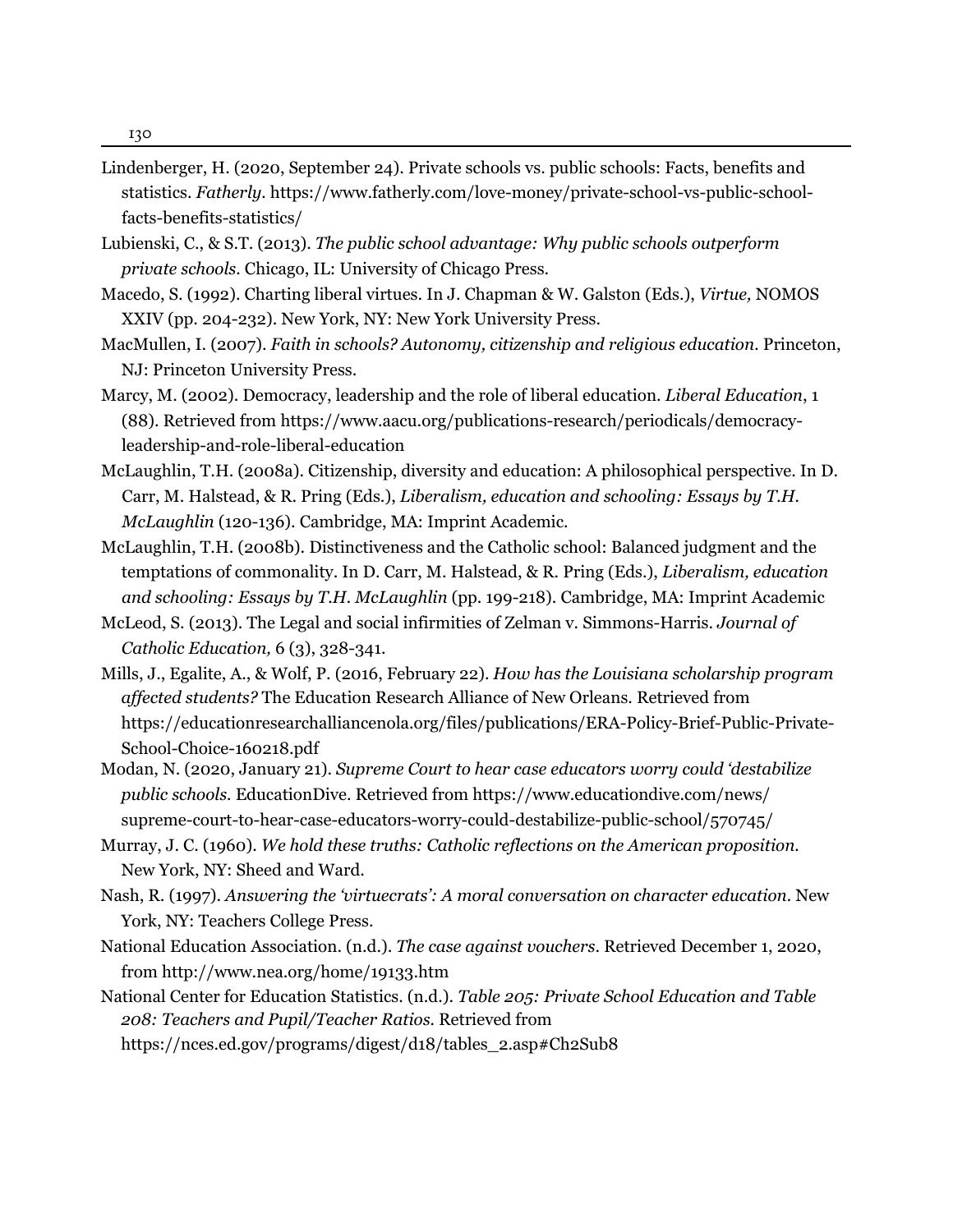Lindenberger, H. (2020, September 24). Private schools vs. public schools: Facts, benefits and statistics. *Fatherly*. https://www.fatherly.com/love-money/private-school-vs-public-school-facts-benefits-statistics/

Lubienski, C., & S.T. (2013). *The public school advantage: Why public schools outperform private schools*. Chicago, IL: University of Chicago Press.

Macedo, S. (1992). Charting liberal virtues. In J. Chapman & W. Galston (Eds.), *Virtue,* NOMOS XXIV (pp. 204-232). New York, NY: New York University Press.

MacMullen, I. (2007). *Faith in schools? Autonomy, citizenship and religious education*. Princeton, NJ: Princeton University Press.

Marcy, M. (2002). Democracy, leadership and the role of liberal education. *Liberal Education*, 1 (88). Retrieved from https://www.aacu.org/publications-research/periodicals/democracy-leadership-and-role-liberal-education

McLaughlin, T.H. (2008a). Citizenship, diversity and education: A philosophical perspective. In D. Carr, M. Halstead, & R. Pring (Eds.), *Liberalism, education and schooling: Essays by T.H. McLaughlin* (120-136). Cambridge, MA: Imprint Academic.

McLaughlin, T.H. (2008b). Distinctiveness and the Catholic school: Balanced judgment and the temptations of commonality. In D. Carr, M. Halstead, & R. Pring (Eds.), *Liberalism, education and schooling: Essays by T.H. McLaughlin* (pp. 199-218). Cambridge, MA: Imprint Academic

McLeod, S. (2013). The Legal and social infirmities of Zelman v. Simmons-Harris. *Journal of Catholic Education,* 6 (3), 328-341.

Mills, J., Egalite, A., & Wolf, P. (2016, February 22). *How has the Louisiana scholarship program affected students?* The Education Research Alliance of New Orleans. Retrieved from https://educationresearchalliancenola.org/files/publications/ERA-Policy-Brief-Public-Private-School-Choice-160218.pdf

Modan, N. (2020, January 21). *Supreme Court to hear case educators worry could 'destabilize public schools.* EducationDive. Retrieved from https://www.educationdive.com/news/supreme-court-to-hear-case-educators-worry-could-destabilize-public-school/570745/

Murray, J. C. (1960). *We hold these truths: Catholic reflections on the American proposition.* New York, NY: Sheed and Ward.

Nash, R. (1997). *Answering the 'virtuecrats': A moral conversation on character education*. New York, NY: Teachers College Press.

National Education Association. (n.d.). *The case against vouchers*. Retrieved December 1, 2020, from http://www.nea.org/home/19133.htm

National Center for Education Statistics. (n.d.). *Table 205: Private School Education and Table 208: Teachers and Pupil/Teacher Ratios.* Retrieved from https://nces.ed.gov/programs/digest/d18/tables_2.asp#Ch2Sub8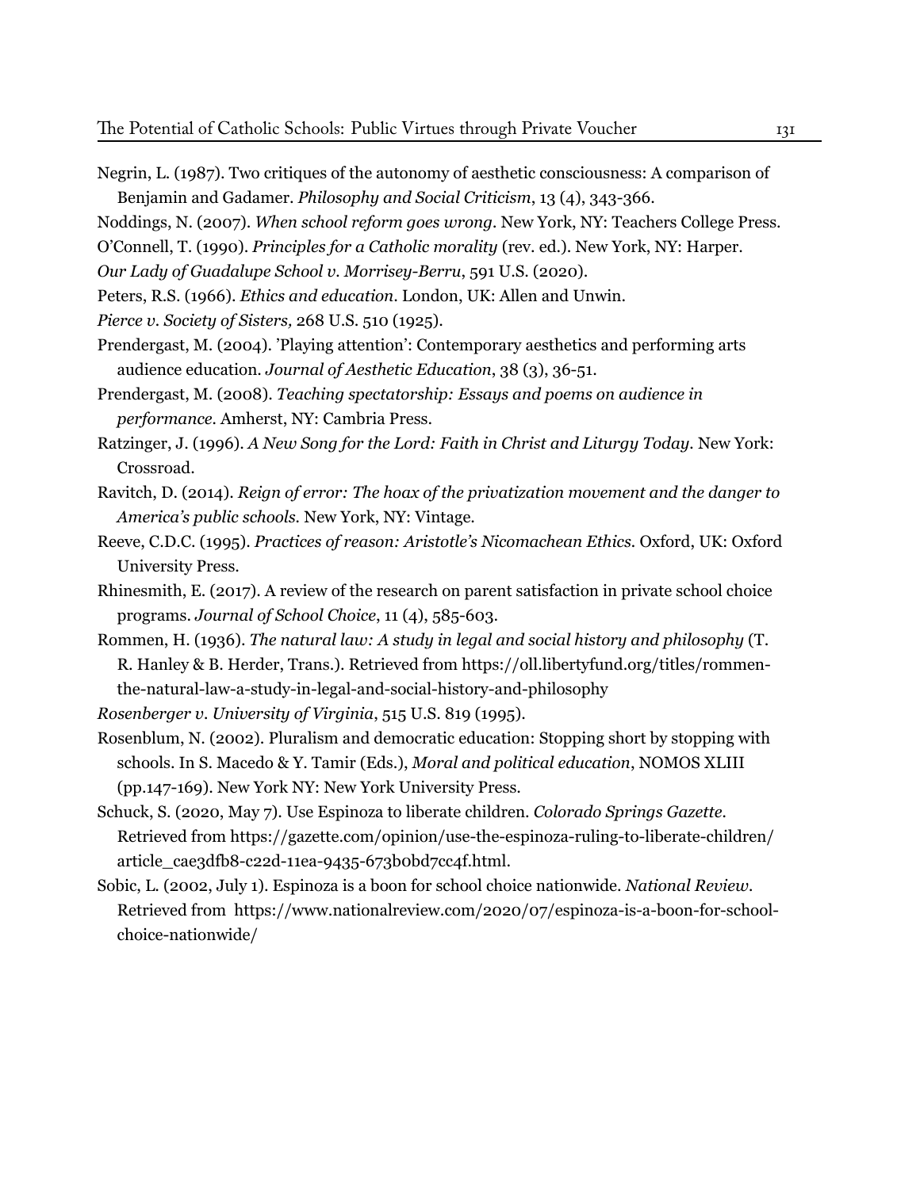Negrin, L. (1987). Two critiques of the autonomy of aesthetic consciousness: A comparison of Benjamin and Gadamer. *Philosophy and Social Criticism*, 13 (4), 343-366.

Noddings, N. (2007). *When school reform goes wrong*. New York, NY: Teachers College Press.

O'Connell, T. (1990). *Principles for a Catholic morality* (rev. ed.). New York, NY: Harper.

*Our Lady of Guadalupe School v. Morrisey-Berru*, 591 U.S. (2020).

Peters, R.S. (1966). *Ethics and education*. London, UK: Allen and Unwin.

*Pierce v. Society of Sisters,* 268 U.S. 510 (1925).

Prendergast, M. (2004). 'Playing attention': Contemporary aesthetics and performing arts audience education. *Journal of Aesthetic Education*, 38 (3), 36-51.

Prendergast, M. (2008). *Teaching spectatorship: Essays and poems on audience in performance*. Amherst, NY: Cambria Press.

Ratzinger, J. (1996). *A New Song for the Lord: Faith in Christ and Liturgy Today*. New York: Crossroad.

Ravitch, D. (2014). *Reign of error: The hoax of the privatization movement and the danger to America's public schools*. New York, NY: Vintage.

Reeve, C.D.C. (1995). *Practices of reason: Aristotle's Nicomachean Ethics*. Oxford, UK: Oxford University Press.

Rhinesmith, E. (2017). A review of the research on parent satisfaction in private school choice programs. *Journal of School Choice*, 11 (4), 585-603.

Rommen, H. (1936). *The natural law: A study in legal and social history and philosophy* (T. R. Hanley & B. Herder, Trans.). Retrieved from https://oll.libertyfund.org/titles/rommen-the-natural-law-a-study-in-legal-and-social-history-and-philosophy

*Rosenberger v. University of Virginia*, 515 U.S. 819 (1995).

Rosenblum, N. (2002). Pluralism and democratic education: Stopping short by stopping with schools. In S. Macedo & Y. Tamir (Eds.), *Moral and political education*, NOMOS XLIII (pp.147-169). New York NY: New York University Press.

Schuck, S. (2020, May 7). Use Espinoza to liberate children. *Colorado Springs Gazette*. Retrieved from https://gazette.com/opinion/use-the-espinoza-ruling-to-liberate-children/article_cae3dfb8-c22d-11ea-9435-673b0bd7cc4f.html.

Sobic, L. (2002, July 1). Espinoza is a boon for school choice nationwide. *National Review*. Retrieved from https://www.nationalreview.com/2020/07/espinoza-is-a-boon-for-school-choice-nationwide/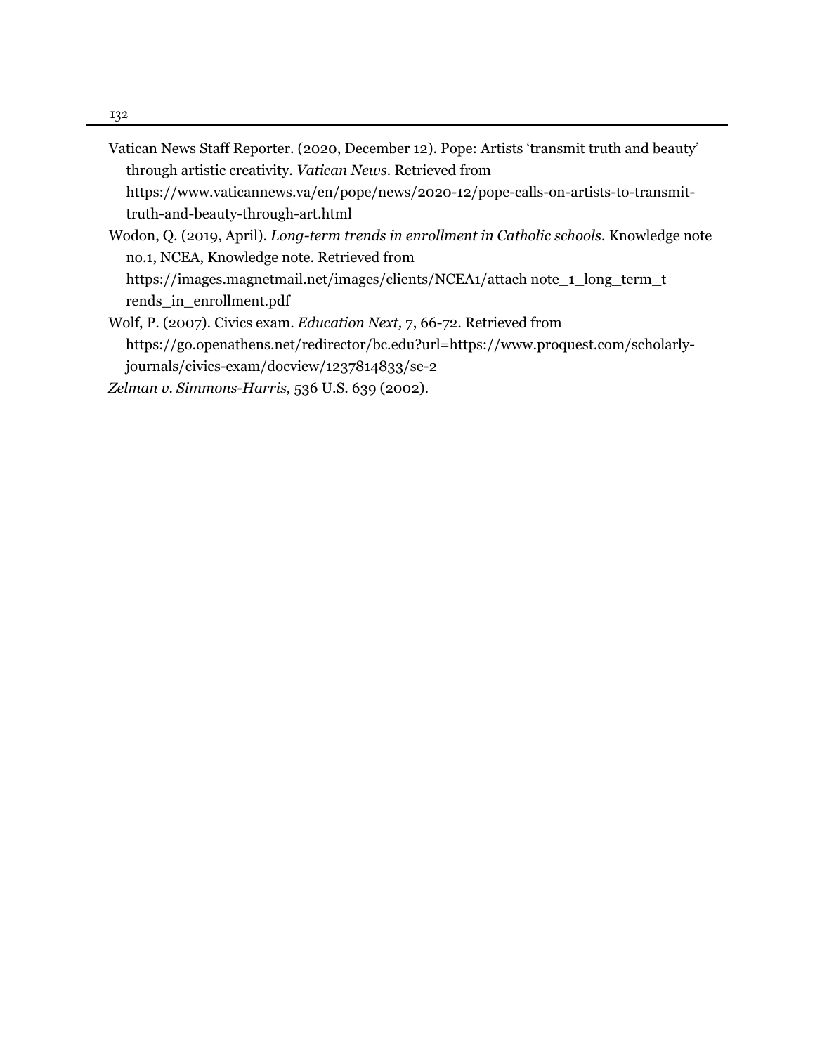Vatican News Staff Reporter. (2020, December 12). Pope: Artists 'transmit truth and beauty' through artistic creativity. *Vatican News*. Retrieved from https://www.vaticannews.va/en/pope/news/2020-12/pope-calls-on-artists-to-transmit-truth-and-beauty-through-art.html

Wodon, Q. (2019, April). *Long-term trends in enrollment in Catholic schools*. Knowledge note no.1, NCEA, Knowledge note. Retrieved from https://images.magnetmail.net/images/clients/NCEA1/attach note_1_long_term_trends_in_enrollment.pdf

Wolf, P. (2007). Civics exam. *Education Next,* 7, 66-72. Retrieved from https://go.openathens.net/redirector/bc.edu?url=https://www.proquest.com/scholarly-journals/civics-exam/docview/1237814833/se-2

*Zelman v. Simmons-Harris,* 536 U.S. 639 (2002).